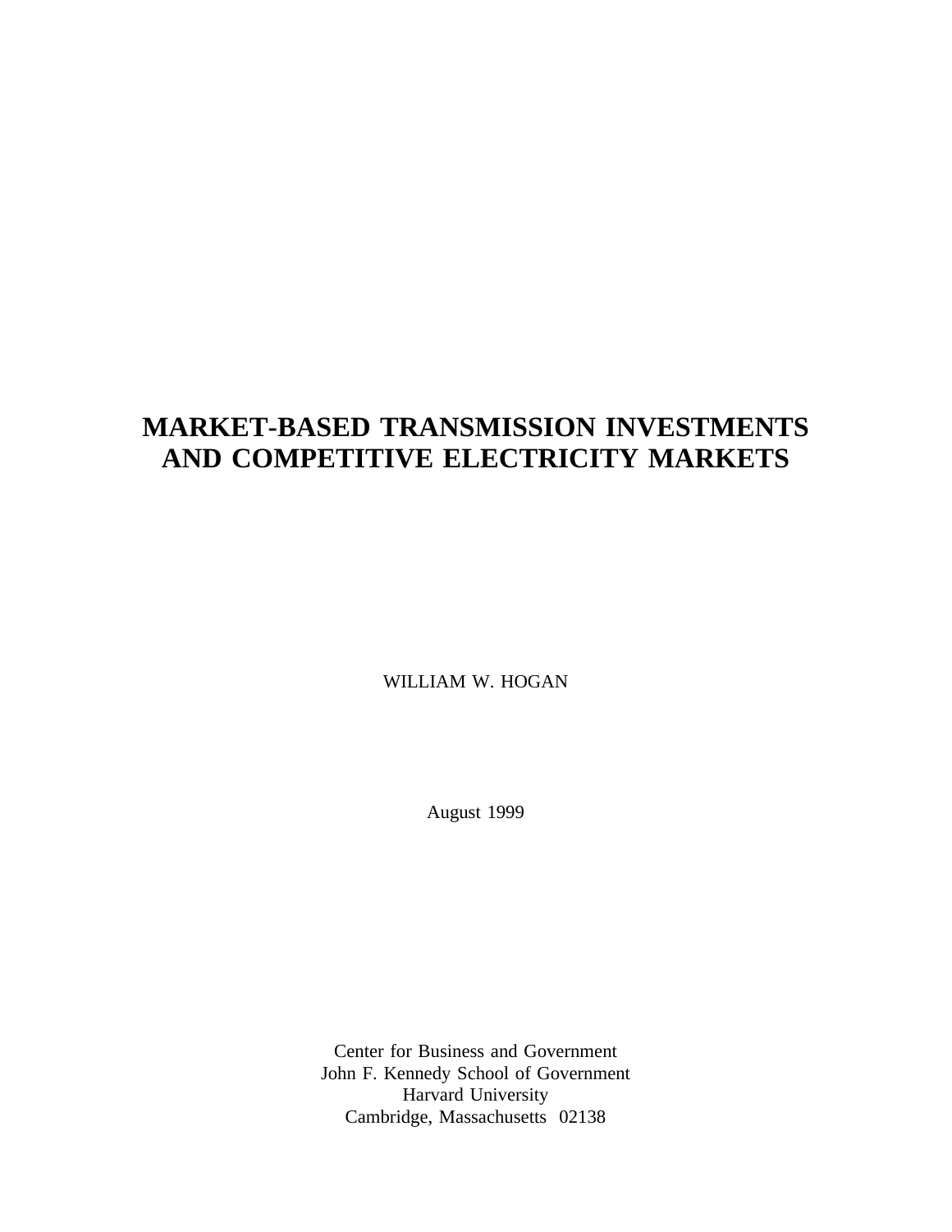# MARKET-BASED TRANSMISSION INVESTMENTS AND COMPETITIVE ELECTRICITY MARKETS

WILLIAM W. HOGAN

August 1999

Center for Business and Government
John F. Kennedy School of Government
Harvard University
Cambridge, Massachusetts 02138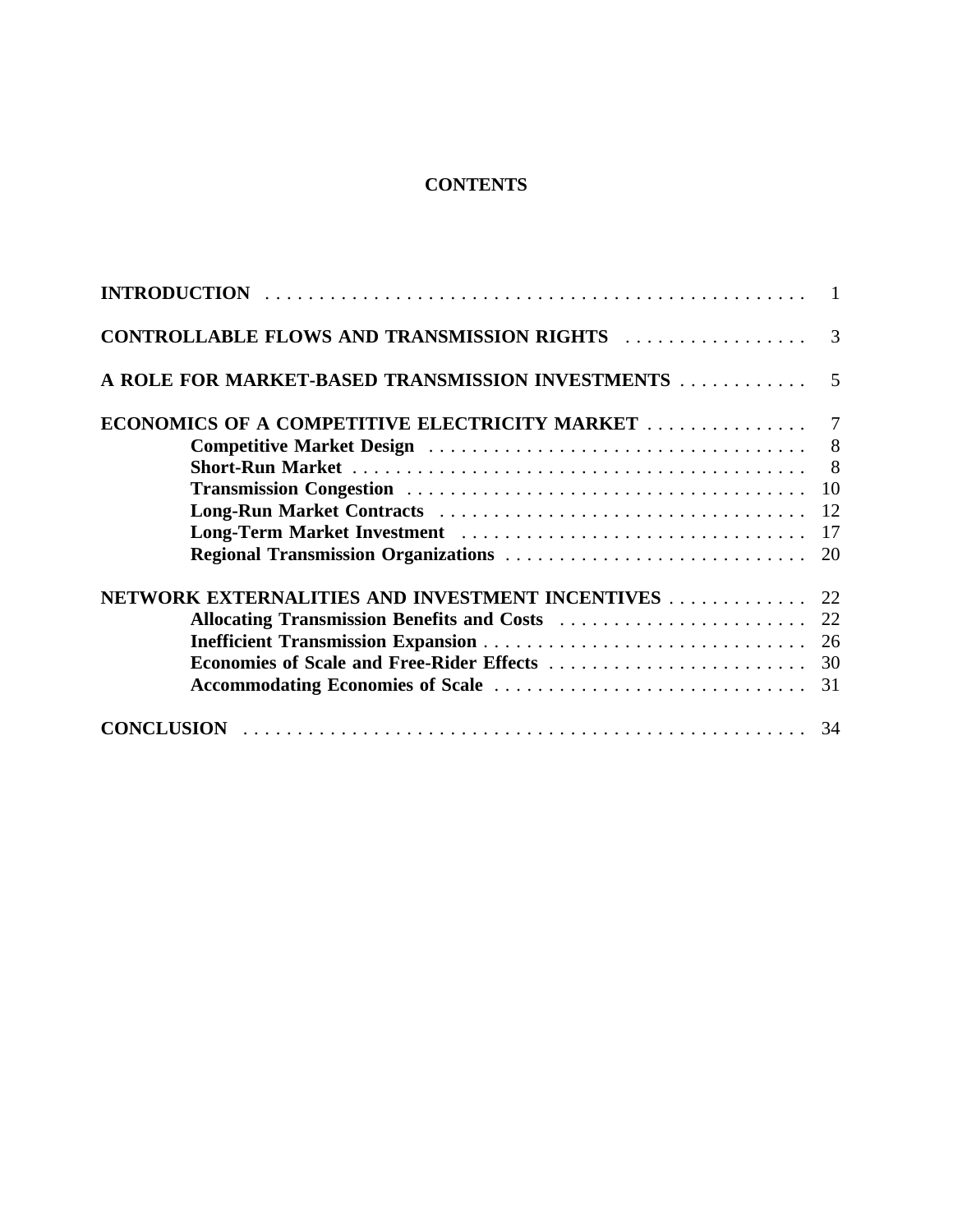## CONTENTS

| | |
|---|---|
| **INTRODUCTION** | 1 |
| **CONTROLLABLE FLOWS AND TRANSMISSION RIGHTS** | 3 |
| **A ROLE FOR MARKET-BASED TRANSMISSION INVESTMENTS** | 5 |
| **ECONOMICS OF A COMPETITIVE ELECTRICITY MARKET** | 7 |
| **Competitive Market Design** | 8 |
| **Short-Run Market** | 8 |
| **Transmission Congestion** | 10 |
| **Long-Run Market Contracts** | 12 |
| **Long-Term Market Investment** | 17 |
| **Regional Transmission Organizations** | 20 |
| **NETWORK EXTERNALITIES AND INVESTMENT INCENTIVES** | 22 |
| **Allocating Transmission Benefits and Costs** | 22 |
| **Inefficient Transmission Expansion** | 26 |
| **Economies of Scale and Free-Rider Effects** | 30 |
| **Accommodating Economies of Scale** | 31 |
| **CONCLUSION** | 34 |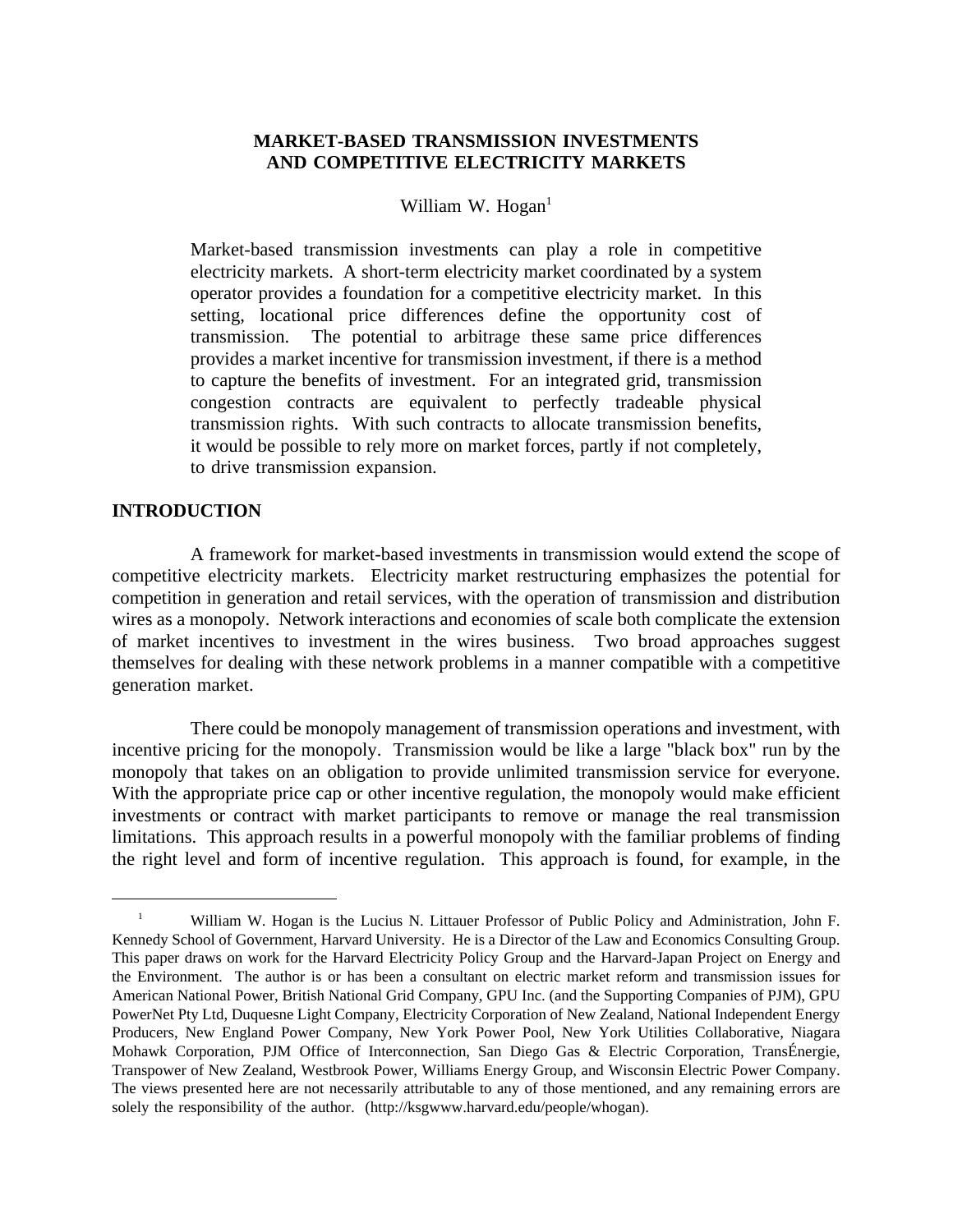# MARKET-BASED TRANSMISSION INVESTMENTS AND COMPETITIVE ELECTRICITY MARKETS

William W. Hogan[1]

Market-based transmission investments can play a role in competitive electricity markets. A short-term electricity market coordinated by a system operator provides a foundation for a competitive electricity market. In this setting, locational price differences define the opportunity cost of transmission. The potential to arbitrage these same price differences provides a market incentive for transmission investment, if there is a method to capture the benefits of investment. For an integrated grid, transmission congestion contracts are equivalent to perfectly tradeable physical transmission rights. With such contracts to allocate transmission benefits, it would be possible to rely more on market forces, partly if not completely, to drive transmission expansion.

## INTRODUCTION

A framework for market-based investments in transmission would extend the scope of competitive electricity markets. Electricity market restructuring emphasizes the potential for competition in generation and retail services, with the operation of transmission and distribution wires as a monopoly. Network interactions and economies of scale both complicate the extension of market incentives to investment in the wires business. Two broad approaches suggest themselves for dealing with these network problems in a manner compatible with a competitive generation market.

There could be monopoly management of transmission operations and investment, with incentive pricing for the monopoly. Transmission would be like a large "black box" run by the monopoly that takes on an obligation to provide unlimited transmission service for everyone. With the appropriate price cap or other incentive regulation, the monopoly would make efficient investments or contract with market participants to remove or manage the real transmission limitations. This approach results in a powerful monopoly with the familiar problems of finding the right level and form of incentive regulation. This approach is found, for example, in the

---

[1] William W. Hogan is the Lucius N. Littauer Professor of Public Policy and Administration, John F. Kennedy School of Government, Harvard University. He is a Director of the Law and Economics Consulting Group. This paper draws on work for the Harvard Electricity Policy Group and the Harvard-Japan Project on Energy and the Environment. The author is or has been a consultant on electric market reform and transmission issues for American National Power, British National Grid Company, GPU Inc. (and the Supporting Companies of PJM), GPU PowerNet Pty Ltd, Duquesne Light Company, Electricity Corporation of New Zealand, National Independent Energy Producers, New England Power Company, New York Power Pool, New York Utilities Collaborative, Niagara Mohawk Corporation, PJM Office of Interconnection, San Diego Gas & Electric Corporation, TransÉnergie, Transpower of New Zealand, Westbrook Power, Williams Energy Group, and Wisconsin Electric Power Company. The views presented here are not necessarily attributable to any of those mentioned, and any remaining errors are solely the responsibility of the author. (http://ksgwww.harvard.edu/people/whogan).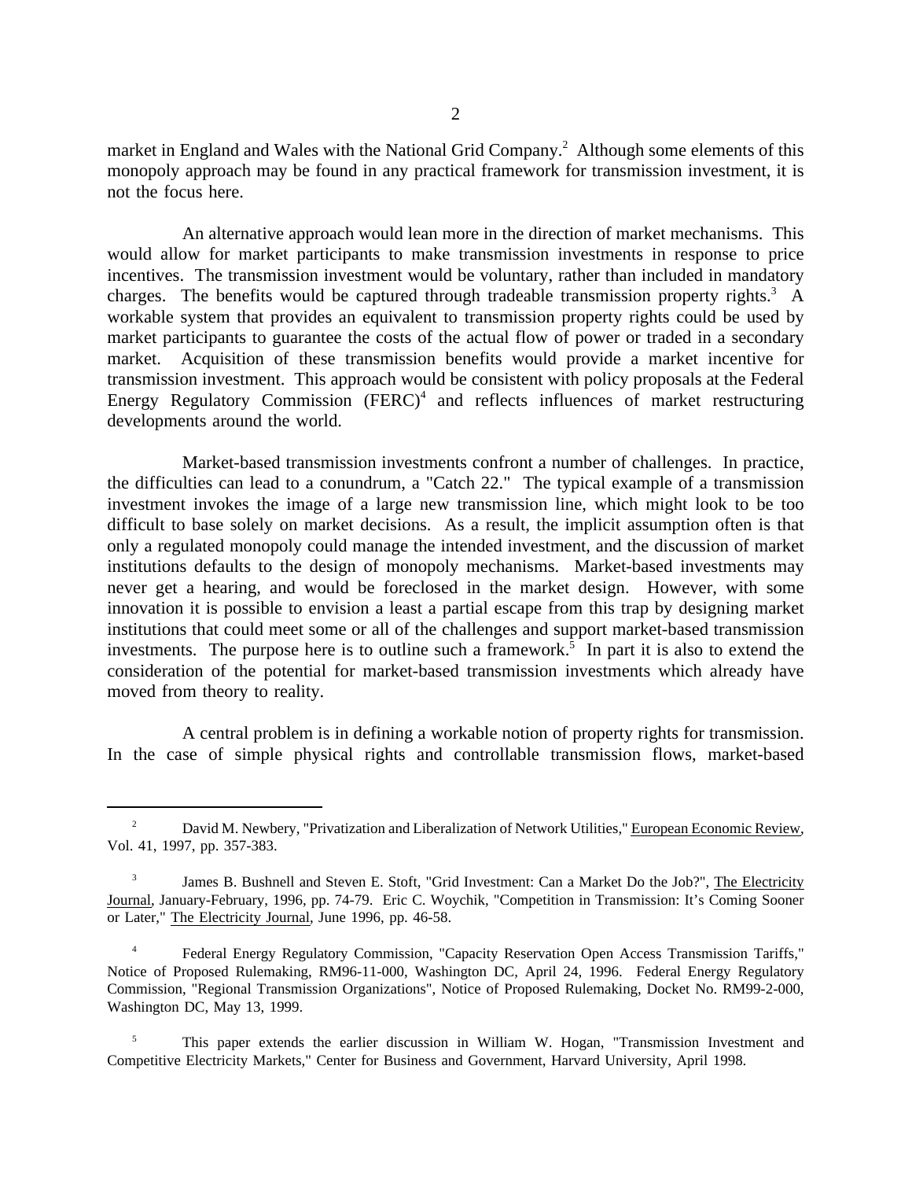market in England and Wales with the National Grid Company.[2] Although some elements of this monopoly approach may be found in any practical framework for transmission investment, it is not the focus here.

An alternative approach would lean more in the direction of market mechanisms. This would allow for market participants to make transmission investments in response to price incentives. The transmission investment would be voluntary, rather than included in mandatory charges. The benefits would be captured through tradeable transmission property rights.[3] A workable system that provides an equivalent to transmission property rights could be used by market participants to guarantee the costs of the actual flow of power or traded in a secondary market. Acquisition of these transmission benefits would provide a market incentive for transmission investment. This approach would be consistent with policy proposals at the Federal Energy Regulatory Commission (FERC)[4] and reflects influences of market restructuring developments around the world.

Market-based transmission investments confront a number of challenges. In practice, the difficulties can lead to a conundrum, a "Catch 22." The typical example of a transmission investment invokes the image of a large new transmission line, which might look to be too difficult to base solely on market decisions. As a result, the implicit assumption often is that only a regulated monopoly could manage the intended investment, and the discussion of market institutions defaults to the design of monopoly mechanisms. Market-based investments may never get a hearing, and would be foreclosed in the market design. However, with some innovation it is possible to envision a least a partial escape from this trap by designing market institutions that could meet some or all of the challenges and support market-based transmission investments. The purpose here is to outline such a framework.[5] In part it is also to extend the consideration of the potential for market-based transmission investments which already have moved from theory to reality.

A central problem is in defining a workable notion of property rights for transmission. In the case of simple physical rights and controllable transmission flows, market-based

---

[2] David M. Newbery, "Privatization and Liberalization of Network Utilities," European Economic Review, Vol. 41, 1997, pp. 357-383.

[3] James B. Bushnell and Steven E. Stoft, "Grid Investment: Can a Market Do the Job?", The Electricity Journal, January-February, 1996, pp. 74-79. Eric C. Woychik, "Competition in Transmission: It's Coming Sooner or Later," The Electricity Journal, June 1996, pp. 46-58.

[4] Federal Energy Regulatory Commission, "Capacity Reservation Open Access Transmission Tariffs," Notice of Proposed Rulemaking, RM96-11-000, Washington DC, April 24, 1996. Federal Energy Regulatory Commission, "Regional Transmission Organizations", Notice of Proposed Rulemaking, Docket No. RM99-2-000, Washington DC, May 13, 1999.

[5] This paper extends the earlier discussion in William W. Hogan, "Transmission Investment and Competitive Electricity Markets," Center for Business and Government, Harvard University, April 1998.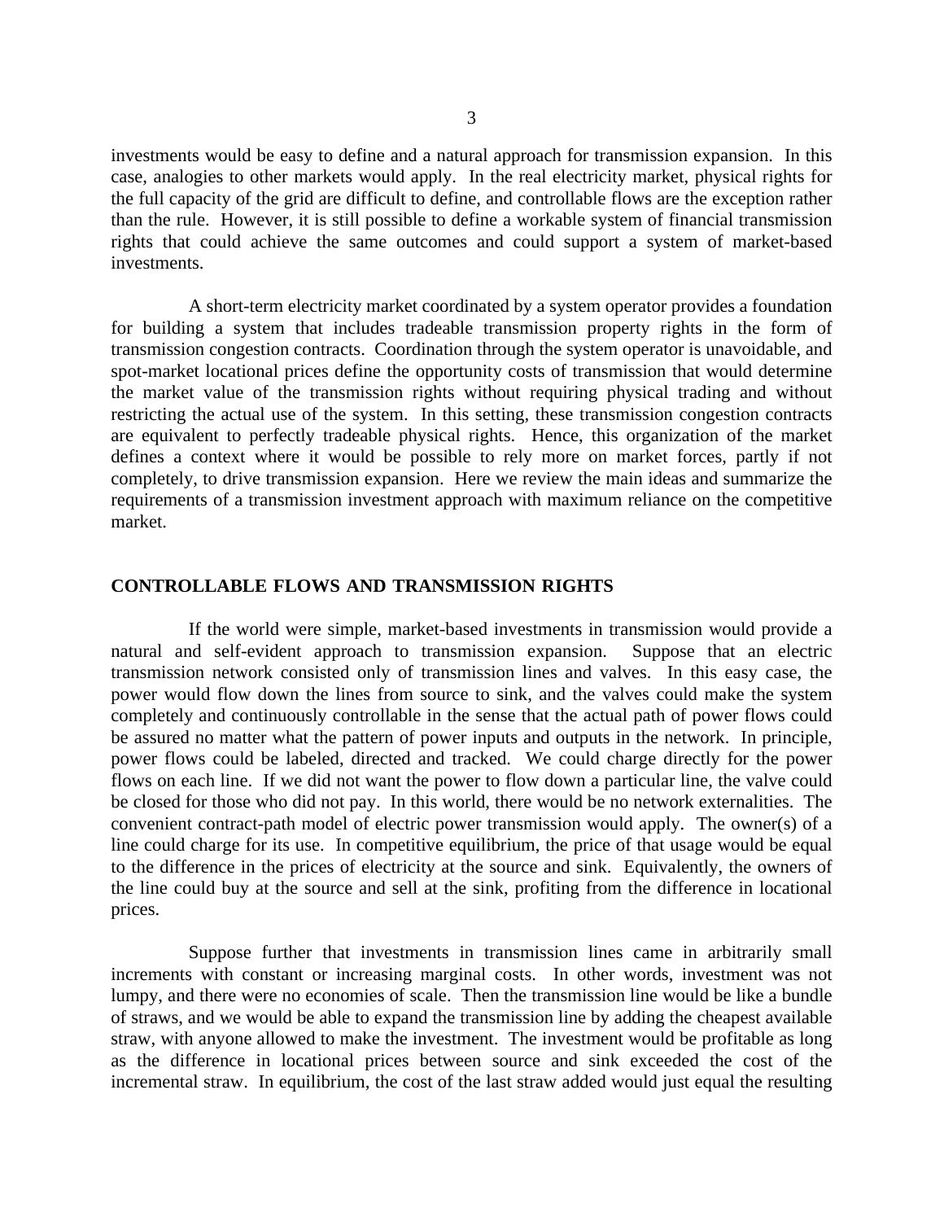investments would be easy to define and a natural approach for transmission expansion. In this case, analogies to other markets would apply. In the real electricity market, physical rights for the full capacity of the grid are difficult to define, and controllable flows are the exception rather than the rule. However, it is still possible to define a workable system of financial transmission rights that could achieve the same outcomes and could support a system of market-based investments.

A short-term electricity market coordinated by a system operator provides a foundation for building a system that includes tradeable transmission property rights in the form of transmission congestion contracts. Coordination through the system operator is unavoidable, and spot-market locational prices define the opportunity costs of transmission that would determine the market value of the transmission rights without requiring physical trading and without restricting the actual use of the system. In this setting, these transmission congestion contracts are equivalent to perfectly tradeable physical rights. Hence, this organization of the market defines a context where it would be possible to rely more on market forces, partly if not completely, to drive transmission expansion. Here we review the main ideas and summarize the requirements of a transmission investment approach with maximum reliance on the competitive market.

## CONTROLLABLE FLOWS AND TRANSMISSION RIGHTS

If the world were simple, market-based investments in transmission would provide a natural and self-evident approach to transmission expansion. Suppose that an electric transmission network consisted only of transmission lines and valves. In this easy case, the power would flow down the lines from source to sink, and the valves could make the system completely and continuously controllable in the sense that the actual path of power flows could be assured no matter what the pattern of power inputs and outputs in the network. In principle, power flows could be labeled, directed and tracked. We could charge directly for the power flows on each line. If we did not want the power to flow down a particular line, the valve could be closed for those who did not pay. In this world, there would be no network externalities. The convenient contract-path model of electric power transmission would apply. The owner(s) of a line could charge for its use. In competitive equilibrium, the price of that usage would be equal to the difference in the prices of electricity at the source and sink. Equivalently, the owners of the line could buy at the source and sell at the sink, profiting from the difference in locational prices.

Suppose further that investments in transmission lines came in arbitrarily small increments with constant or increasing marginal costs. In other words, investment was not lumpy, and there were no economies of scale. Then the transmission line would be like a bundle of straws, and we would be able to expand the transmission line by adding the cheapest available straw, with anyone allowed to make the investment. The investment would be profitable as long as the difference in locational prices between source and sink exceeded the cost of the incremental straw. In equilibrium, the cost of the last straw added would just equal the resulting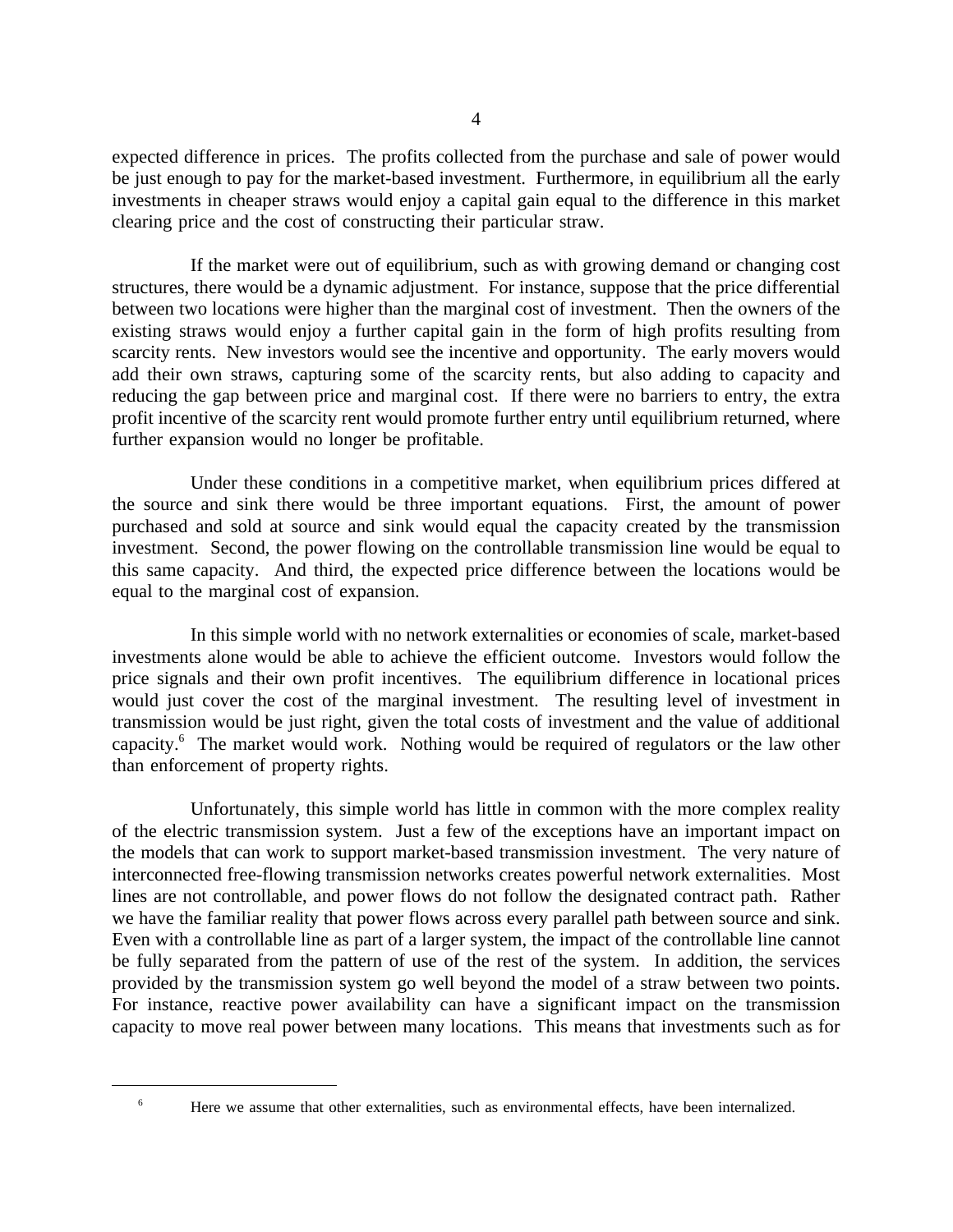expected difference in prices. The profits collected from the purchase and sale of power would be just enough to pay for the market-based investment. Furthermore, in equilibrium all the early investments in cheaper straws would enjoy a capital gain equal to the difference in this market clearing price and the cost of constructing their particular straw.

If the market were out of equilibrium, such as with growing demand or changing cost structures, there would be a dynamic adjustment. For instance, suppose that the price differential between two locations were higher than the marginal cost of investment. Then the owners of the existing straws would enjoy a further capital gain in the form of high profits resulting from scarcity rents. New investors would see the incentive and opportunity. The early movers would add their own straws, capturing some of the scarcity rents, but also adding to capacity and reducing the gap between price and marginal cost. If there were no barriers to entry, the extra profit incentive of the scarcity rent would promote further entry until equilibrium returned, where further expansion would no longer be profitable.

Under these conditions in a competitive market, when equilibrium prices differed at the source and sink there would be three important equations. First, the amount of power purchased and sold at source and sink would equal the capacity created by the transmission investment. Second, the power flowing on the controllable transmission line would be equal to this same capacity. And third, the expected price difference between the locations would be equal to the marginal cost of expansion.

In this simple world with no network externalities or economies of scale, market-based investments alone would be able to achieve the efficient outcome. Investors would follow the price signals and their own profit incentives. The equilibrium difference in locational prices would just cover the cost of the marginal investment. The resulting level of investment in transmission would be just right, given the total costs of investment and the value of additional capacity.[6] The market would work. Nothing would be required of regulators or the law other than enforcement of property rights.

Unfortunately, this simple world has little in common with the more complex reality of the electric transmission system. Just a few of the exceptions have an important impact on the models that can work to support market-based transmission investment. The very nature of interconnected free-flowing transmission networks creates powerful network externalities. Most lines are not controllable, and power flows do not follow the designated contract path. Rather we have the familiar reality that power flows across every parallel path between source and sink. Even with a controllable line as part of a larger system, the impact of the controllable line cannot be fully separated from the pattern of use of the rest of the system. In addition, the services provided by the transmission system go well beyond the model of a straw between two points. For instance, reactive power availability can have a significant impact on the transmission capacity to move real power between many locations. This means that investments such as for

[6] Here we assume that other externalities, such as environmental effects, have been internalized.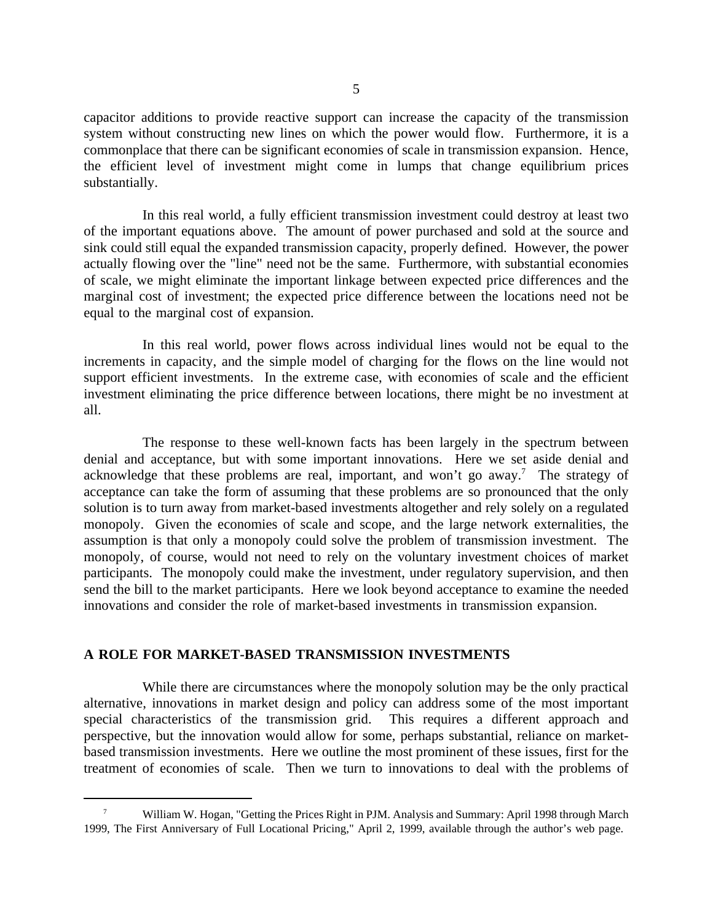capacitor additions to provide reactive support can increase the capacity of the transmission system without constructing new lines on which the power would flow. Furthermore, it is a commonplace that there can be significant economies of scale in transmission expansion. Hence, the efficient level of investment might come in lumps that change equilibrium prices substantially.

In this real world, a fully efficient transmission investment could destroy at least two of the important equations above. The amount of power purchased and sold at the source and sink could still equal the expanded transmission capacity, properly defined. However, the power actually flowing over the "line" need not be the same. Furthermore, with substantial economies of scale, we might eliminate the important linkage between expected price differences and the marginal cost of investment; the expected price difference between the locations need not be equal to the marginal cost of expansion.

In this real world, power flows across individual lines would not be equal to the increments in capacity, and the simple model of charging for the flows on the line would not support efficient investments. In the extreme case, with economies of scale and the efficient investment eliminating the price difference between locations, there might be no investment at all.

The response to these well-known facts has been largely in the spectrum between denial and acceptance, but with some important innovations. Here we set aside denial and acknowledge that these problems are real, important, and won't go away.[7] The strategy of acceptance can take the form of assuming that these problems are so pronounced that the only solution is to turn away from market-based investments altogether and rely solely on a regulated monopoly. Given the economies of scale and scope, and the large network externalities, the assumption is that only a monopoly could solve the problem of transmission investment. The monopoly, of course, would not need to rely on the voluntary investment choices of market participants. The monopoly could make the investment, under regulatory supervision, and then send the bill to the market participants. Here we look beyond acceptance to examine the needed innovations and consider the role of market-based investments in transmission expansion.

## A ROLE FOR MARKET-BASED TRANSMISSION INVESTMENTS

While there are circumstances where the monopoly solution may be the only practical alternative, innovations in market design and policy can address some of the most important special characteristics of the transmission grid. This requires a different approach and perspective, but the innovation would allow for some, perhaps substantial, reliance on market-based transmission investments. Here we outline the most prominent of these issues, first for the treatment of economies of scale. Then we turn to innovations to deal with the problems of

---

[7] William W. Hogan, "Getting the Prices Right in PJM. Analysis and Summary: April 1998 through March 1999, The First Anniversary of Full Locational Pricing," April 2, 1999, available through the author's web page.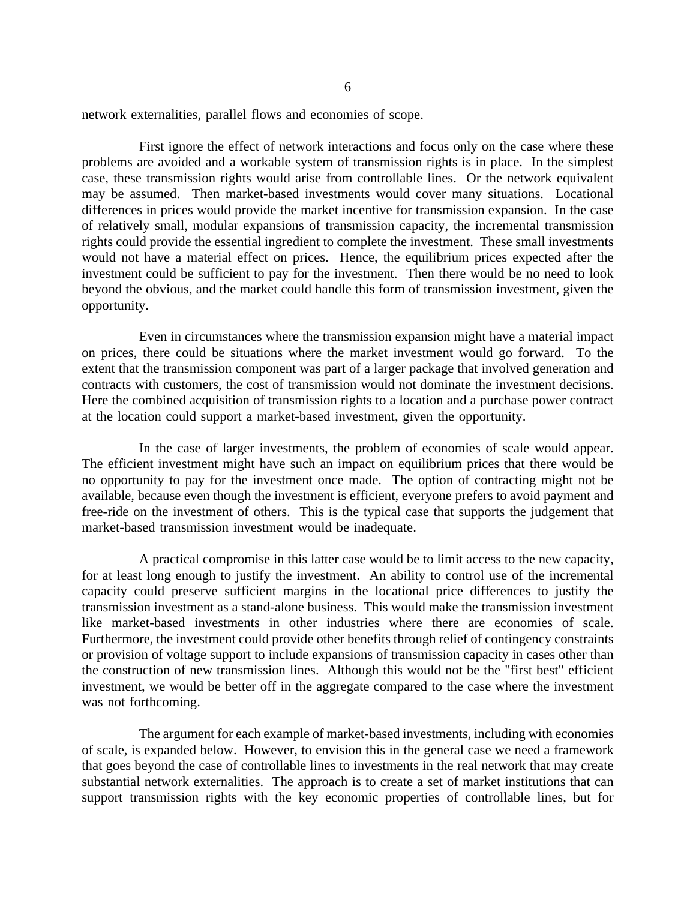network externalities, parallel flows and economies of scope.

First ignore the effect of network interactions and focus only on the case where these problems are avoided and a workable system of transmission rights is in place. In the simplest case, these transmission rights would arise from controllable lines. Or the network equivalent may be assumed. Then market-based investments would cover many situations. Locational differences in prices would provide the market incentive for transmission expansion. In the case of relatively small, modular expansions of transmission capacity, the incremental transmission rights could provide the essential ingredient to complete the investment. These small investments would not have a material effect on prices. Hence, the equilibrium prices expected after the investment could be sufficient to pay for the investment. Then there would be no need to look beyond the obvious, and the market could handle this form of transmission investment, given the opportunity.

Even in circumstances where the transmission expansion might have a material impact on prices, there could be situations where the market investment would go forward. To the extent that the transmission component was part of a larger package that involved generation and contracts with customers, the cost of transmission would not dominate the investment decisions. Here the combined acquisition of transmission rights to a location and a purchase power contract at the location could support a market-based investment, given the opportunity.

In the case of larger investments, the problem of economies of scale would appear. The efficient investment might have such an impact on equilibrium prices that there would be no opportunity to pay for the investment once made. The option of contracting might not be available, because even though the investment is efficient, everyone prefers to avoid payment and free-ride on the investment of others. This is the typical case that supports the judgement that market-based transmission investment would be inadequate.

A practical compromise in this latter case would be to limit access to the new capacity, for at least long enough to justify the investment. An ability to control use of the incremental capacity could preserve sufficient margins in the locational price differences to justify the transmission investment as a stand-alone business. This would make the transmission investment like market-based investments in other industries where there are economies of scale. Furthermore, the investment could provide other benefits through relief of contingency constraints or provision of voltage support to include expansions of transmission capacity in cases other than the construction of new transmission lines. Although this would not be the "first best" efficient investment, we would be better off in the aggregate compared to the case where the investment was not forthcoming.

The argument for each example of market-based investments, including with economies of scale, is expanded below. However, to envision this in the general case we need a framework that goes beyond the case of controllable lines to investments in the real network that may create substantial network externalities. The approach is to create a set of market institutions that can support transmission rights with the key economic properties of controllable lines, but for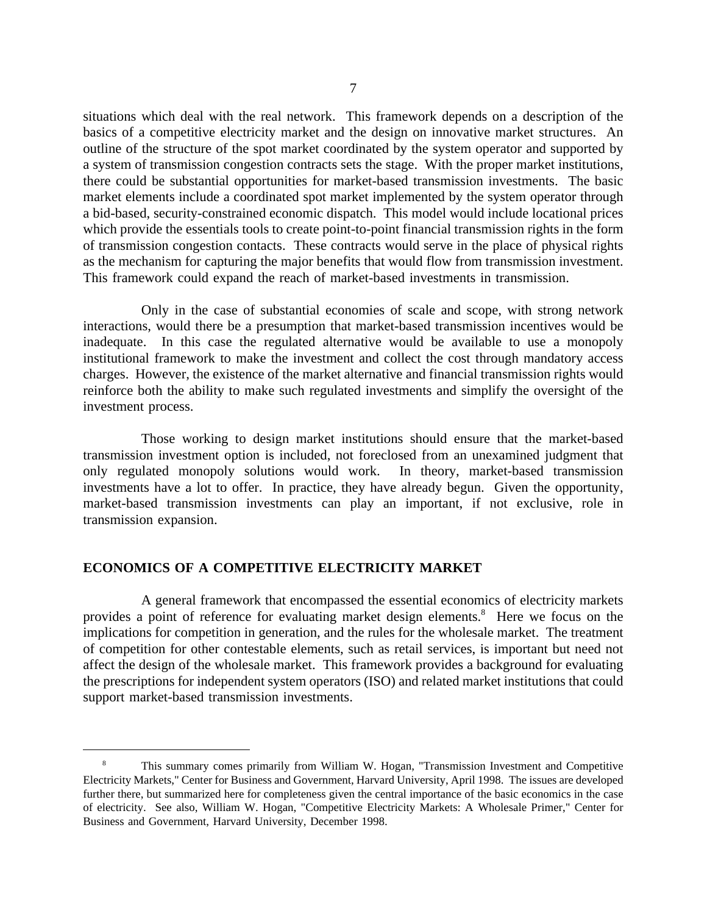situations which deal with the real network. This framework depends on a description of the basics of a competitive electricity market and the design on innovative market structures. An outline of the structure of the spot market coordinated by the system operator and supported by a system of transmission congestion contracts sets the stage. With the proper market institutions, there could be substantial opportunities for market-based transmission investments. The basic market elements include a coordinated spot market implemented by the system operator through a bid-based, security-constrained economic dispatch. This model would include locational prices which provide the essentials tools to create point-to-point financial transmission rights in the form of transmission congestion contacts. These contracts would serve in the place of physical rights as the mechanism for capturing the major benefits that would flow from transmission investment. This framework could expand the reach of market-based investments in transmission.

Only in the case of substantial economies of scale and scope, with strong network interactions, would there be a presumption that market-based transmission incentives would be inadequate. In this case the regulated alternative would be available to use a monopoly institutional framework to make the investment and collect the cost through mandatory access charges. However, the existence of the market alternative and financial transmission rights would reinforce both the ability to make such regulated investments and simplify the oversight of the investment process.

Those working to design market institutions should ensure that the market-based transmission investment option is included, not foreclosed from an unexamined judgment that only regulated monopoly solutions would work. In theory, market-based transmission investments have a lot to offer. In practice, they have already begun. Given the opportunity, market-based transmission investments can play an important, if not exclusive, role in transmission expansion.

## ECONOMICS OF A COMPETITIVE ELECTRICITY MARKET

A general framework that encompassed the essential economics of electricity markets provides a point of reference for evaluating market design elements.[8] Here we focus on the implications for competition in generation, and the rules for the wholesale market. The treatment of competition for other contestable elements, such as retail services, is important but need not affect the design of the wholesale market. This framework provides a background for evaluating the prescriptions for independent system operators (ISO) and related market institutions that could support market-based transmission investments.

---

[8] This summary comes primarily from William W. Hogan, "Transmission Investment and Competitive Electricity Markets," Center for Business and Government, Harvard University, April 1998. The issues are developed further there, but summarized here for completeness given the central importance of the basic economics in the case of electricity. See also, William W. Hogan, "Competitive Electricity Markets: A Wholesale Primer," Center for Business and Government, Harvard University, December 1998.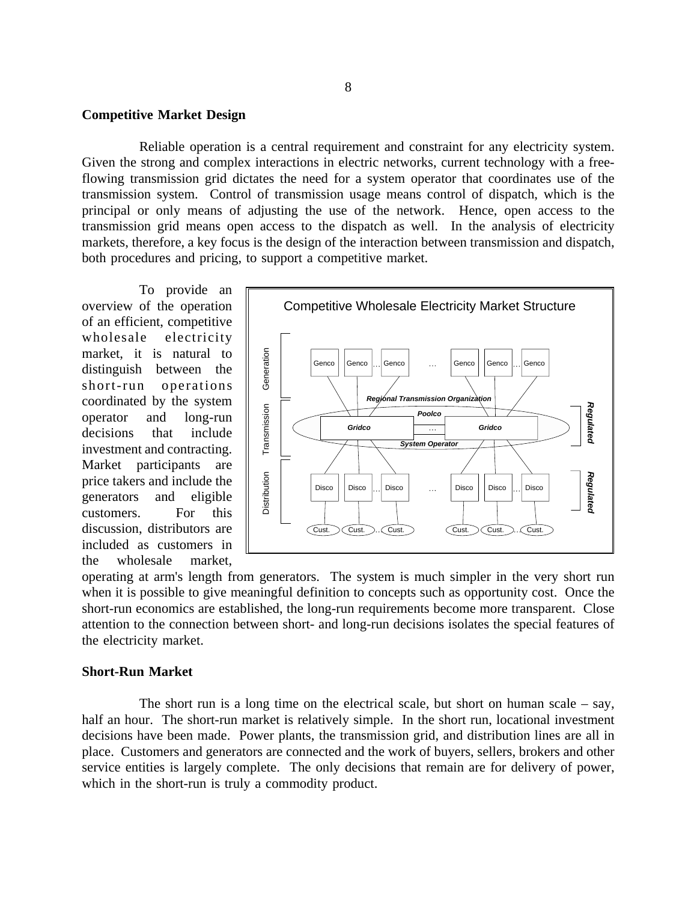## Competitive Market Design

Reliable operation is a central requirement and constraint for any electricity system. Given the strong and complex interactions in electric networks, current technology with a free-flowing transmission grid dictates the need for a system operator that coordinates use of the transmission system. Control of transmission usage means control of dispatch, which is the principal or only means of adjusting the use of the network. Hence, open access to the transmission grid means open access to the dispatch as well. In the analysis of electricity markets, therefore, a key focus is the design of the interaction between transmission and dispatch, both procedures and pricing, to support a competitive market.

To provide an overview of the operation of an efficient, competitive wholesale electricity market, it is natural to distinguish between the short-run operations coordinated by the system operator and long-run decisions that include investment and contracting. Market participants are price takers and include the generators and eligible customers. For this discussion, distributors are included as customers in the wholesale market, operating at arm's length from generators. The system is much simpler in the very short run when it is possible to give meaningful definition to concepts such as opportunity cost. Once the short-run economics are established, the long-run requirements become more transparent. Close attention to the connection between short- and long-run decisions isolates the special features of the electricity market.

Competitive Wholesale Electricity Market Structure

## Short-Run Market

The short run is a long time on the electrical scale, but short on human scale – say, half an hour. The short-run market is relatively simple. In the short run, locational investment decisions have been made. Power plants, the transmission grid, and distribution lines are all in place. Customers and generators are connected and the work of buyers, sellers, brokers and other service entities is largely complete. The only decisions that remain are for delivery of power, which in the short-run is truly a commodity product.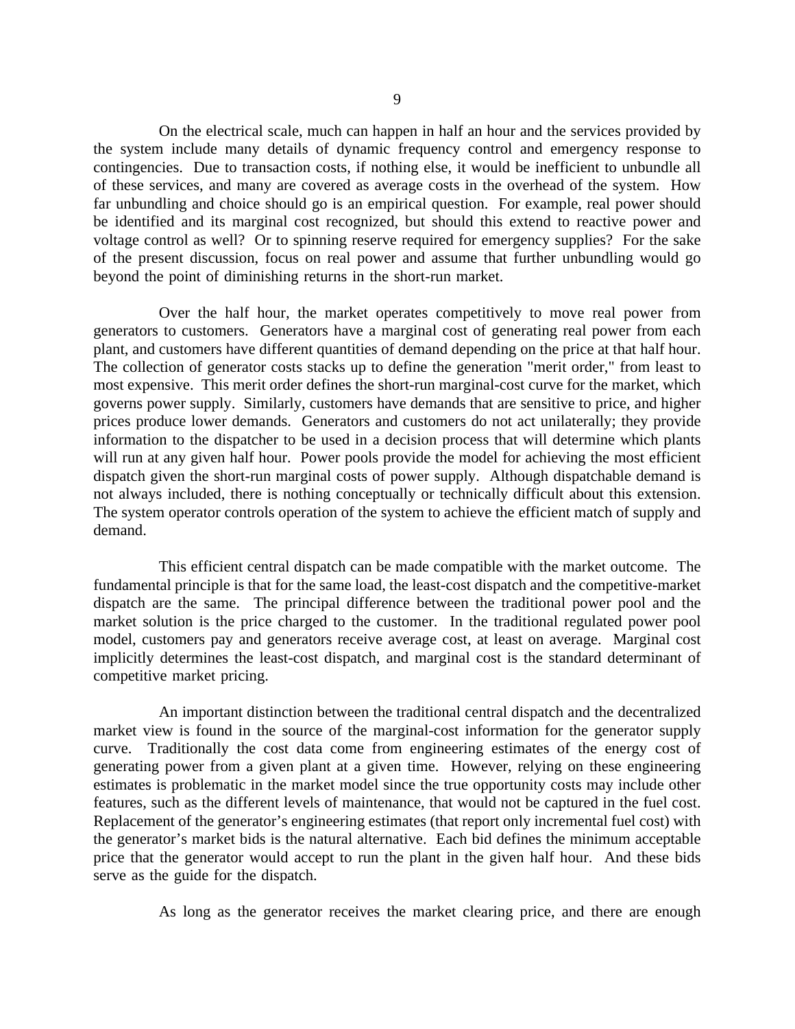On the electrical scale, much can happen in half an hour and the services provided by the system include many details of dynamic frequency control and emergency response to contingencies. Due to transaction costs, if nothing else, it would be inefficient to unbundle all of these services, and many are covered as average costs in the overhead of the system. How far unbundling and choice should go is an empirical question. For example, real power should be identified and its marginal cost recognized, but should this extend to reactive power and voltage control as well? Or to spinning reserve required for emergency supplies? For the sake of the present discussion, focus on real power and assume that further unbundling would go beyond the point of diminishing returns in the short-run market.

Over the half hour, the market operates competitively to move real power from generators to customers. Generators have a marginal cost of generating real power from each plant, and customers have different quantities of demand depending on the price at that half hour. The collection of generator costs stacks up to define the generation "merit order," from least to most expensive. This merit order defines the short-run marginal-cost curve for the market, which governs power supply. Similarly, customers have demands that are sensitive to price, and higher prices produce lower demands. Generators and customers do not act unilaterally; they provide information to the dispatcher to be used in a decision process that will determine which plants will run at any given half hour. Power pools provide the model for achieving the most efficient dispatch given the short-run marginal costs of power supply. Although dispatchable demand is not always included, there is nothing conceptually or technically difficult about this extension. The system operator controls operation of the system to achieve the efficient match of supply and demand.

This efficient central dispatch can be made compatible with the market outcome. The fundamental principle is that for the same load, the least-cost dispatch and the competitive-market dispatch are the same. The principal difference between the traditional power pool and the market solution is the price charged to the customer. In the traditional regulated power pool model, customers pay and generators receive average cost, at least on average. Marginal cost implicitly determines the least-cost dispatch, and marginal cost is the standard determinant of competitive market pricing.

An important distinction between the traditional central dispatch and the decentralized market view is found in the source of the marginal-cost information for the generator supply curve. Traditionally the cost data come from engineering estimates of the energy cost of generating power from a given plant at a given time. However, relying on these engineering estimates is problematic in the market model since the true opportunity costs may include other features, such as the different levels of maintenance, that would not be captured in the fuel cost. Replacement of the generator's engineering estimates (that report only incremental fuel cost) with the generator's market bids is the natural alternative. Each bid defines the minimum acceptable price that the generator would accept to run the plant in the given half hour. And these bids serve as the guide for the dispatch.

As long as the generator receives the market clearing price, and there are enough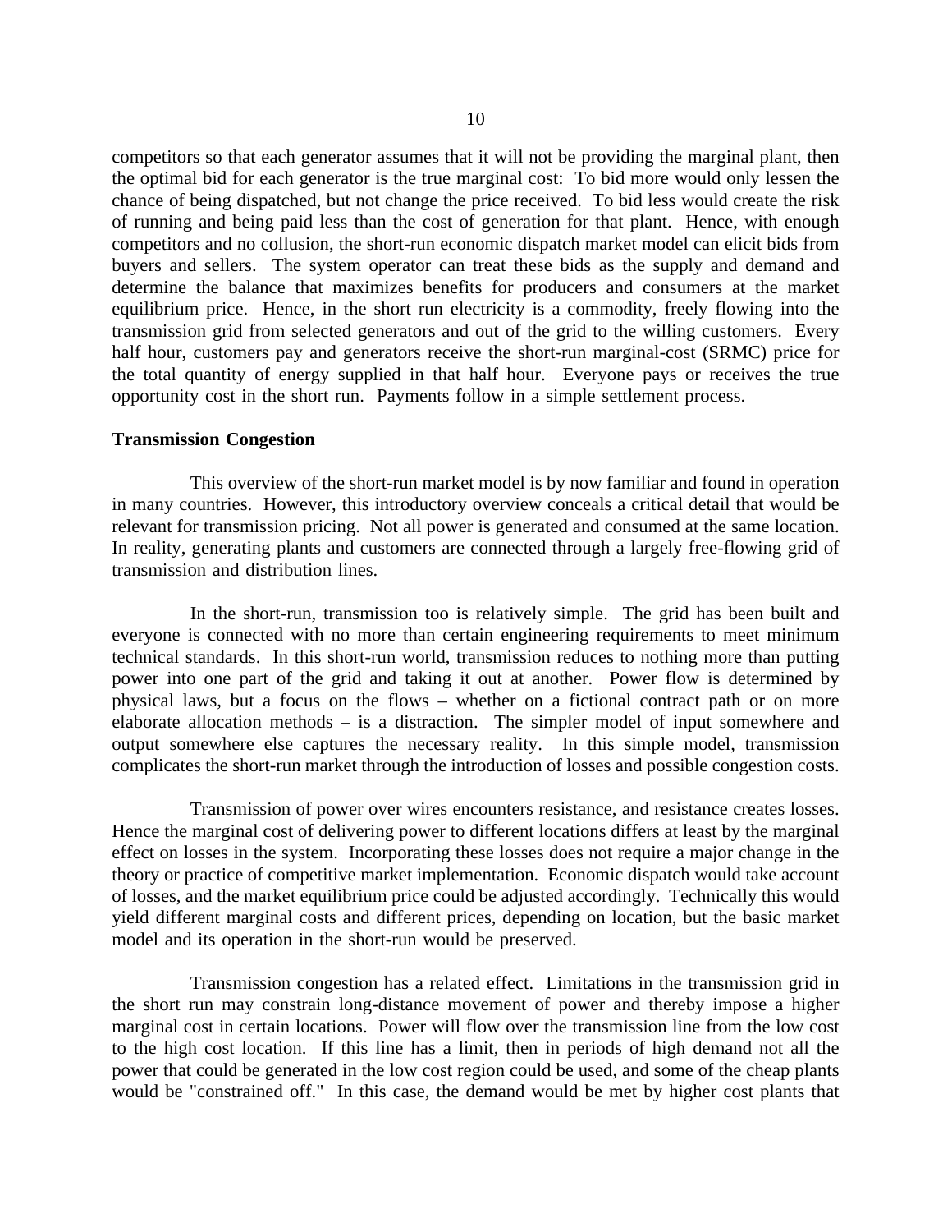competitors so that each generator assumes that it will not be providing the marginal plant, then the optimal bid for each generator is the true marginal cost: To bid more would only lessen the chance of being dispatched, but not change the price received. To bid less would create the risk of running and being paid less than the cost of generation for that plant. Hence, with enough competitors and no collusion, the short-run economic dispatch market model can elicit bids from buyers and sellers. The system operator can treat these bids as the supply and demand and determine the balance that maximizes benefits for producers and consumers at the market equilibrium price. Hence, in the short run electricity is a commodity, freely flowing into the transmission grid from selected generators and out of the grid to the willing customers. Every half hour, customers pay and generators receive the short-run marginal-cost (SRMC) price for the total quantity of energy supplied in that half hour. Everyone pays or receives the true opportunity cost in the short run. Payments follow in a simple settlement process.

**Transmission Congestion**

This overview of the short-run market model is by now familiar and found in operation in many countries. However, this introductory overview conceals a critical detail that would be relevant for transmission pricing. Not all power is generated and consumed at the same location. In reality, generating plants and customers are connected through a largely free-flowing grid of transmission and distribution lines.

In the short-run, transmission too is relatively simple. The grid has been built and everyone is connected with no more than certain engineering requirements to meet minimum technical standards. In this short-run world, transmission reduces to nothing more than putting power into one part of the grid and taking it out at another. Power flow is determined by physical laws, but a focus on the flows – whether on a fictional contract path or on more elaborate allocation methods – is a distraction. The simpler model of input somewhere and output somewhere else captures the necessary reality. In this simple model, transmission complicates the short-run market through the introduction of losses and possible congestion costs.

Transmission of power over wires encounters resistance, and resistance creates losses. Hence the marginal cost of delivering power to different locations differs at least by the marginal effect on losses in the system. Incorporating these losses does not require a major change in the theory or practice of competitive market implementation. Economic dispatch would take account of losses, and the market equilibrium price could be adjusted accordingly. Technically this would yield different marginal costs and different prices, depending on location, but the basic market model and its operation in the short-run would be preserved.

Transmission congestion has a related effect. Limitations in the transmission grid in the short run may constrain long-distance movement of power and thereby impose a higher marginal cost in certain locations. Power will flow over the transmission line from the low cost to the high cost location. If this line has a limit, then in periods of high demand not all the power that could be generated in the low cost region could be used, and some of the cheap plants would be "constrained off." In this case, the demand would be met by higher cost plants that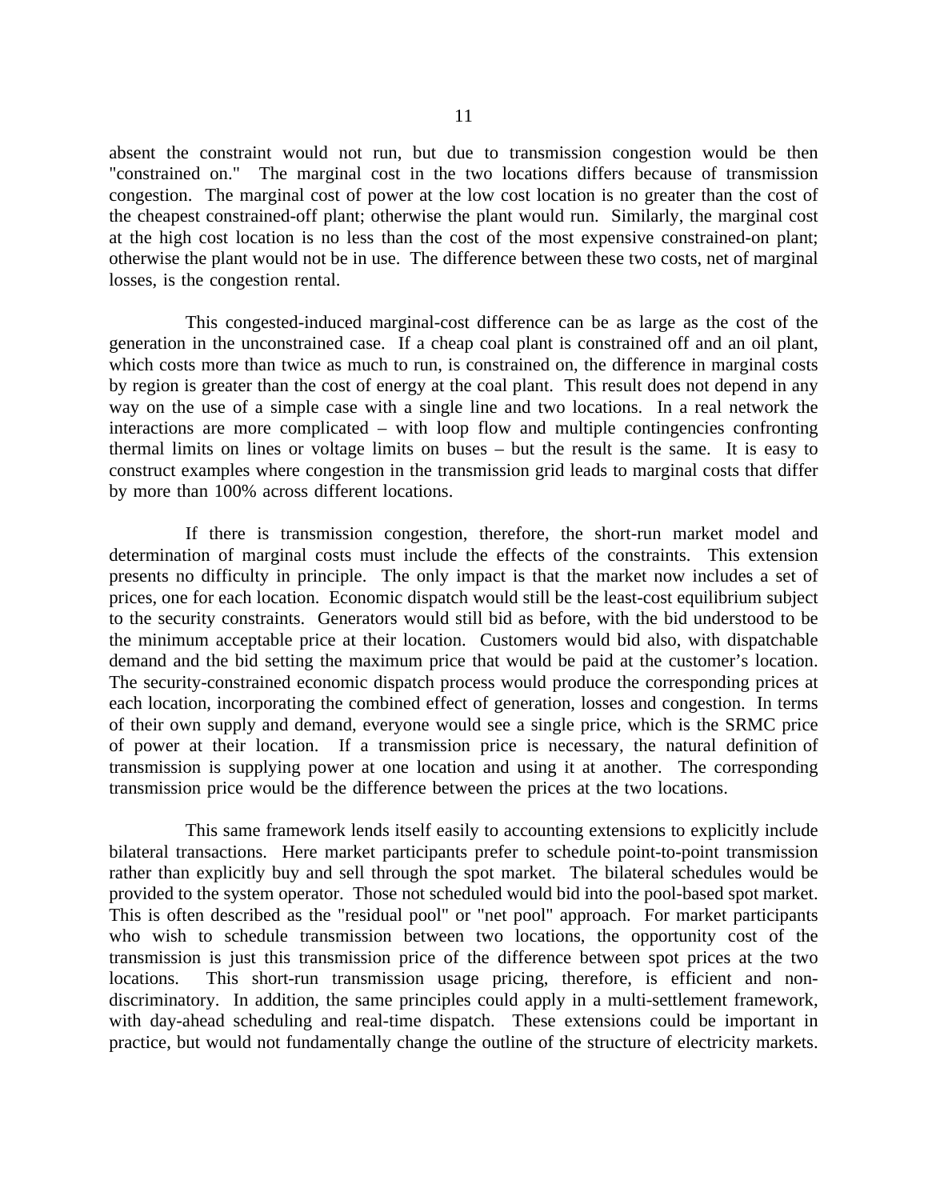absent the constraint would not run, but due to transmission congestion would be then "constrained on." The marginal cost in the two locations differs because of transmission congestion. The marginal cost of power at the low cost location is no greater than the cost of the cheapest constrained-off plant; otherwise the plant would run. Similarly, the marginal cost at the high cost location is no less than the cost of the most expensive constrained-on plant; otherwise the plant would not be in use. The difference between these two costs, net of marginal losses, is the congestion rental.

This congested-induced marginal-cost difference can be as large as the cost of the generation in the unconstrained case. If a cheap coal plant is constrained off and an oil plant, which costs more than twice as much to run, is constrained on, the difference in marginal costs by region is greater than the cost of energy at the coal plant. This result does not depend in any way on the use of a simple case with a single line and two locations. In a real network the interactions are more complicated – with loop flow and multiple contingencies confronting thermal limits on lines or voltage limits on buses – but the result is the same. It is easy to construct examples where congestion in the transmission grid leads to marginal costs that differ by more than 100% across different locations.

If there is transmission congestion, therefore, the short-run market model and determination of marginal costs must include the effects of the constraints. This extension presents no difficulty in principle. The only impact is that the market now includes a set of prices, one for each location. Economic dispatch would still be the least-cost equilibrium subject to the security constraints. Generators would still bid as before, with the bid understood to be the minimum acceptable price at their location. Customers would bid also, with dispatchable demand and the bid setting the maximum price that would be paid at the customer's location. The security-constrained economic dispatch process would produce the corresponding prices at each location, incorporating the combined effect of generation, losses and congestion. In terms of their own supply and demand, everyone would see a single price, which is the SRMC price of power at their location. If a transmission price is necessary, the natural definition of transmission is supplying power at one location and using it at another. The corresponding transmission price would be the difference between the prices at the two locations.

This same framework lends itself easily to accounting extensions to explicitly include bilateral transactions. Here market participants prefer to schedule point-to-point transmission rather than explicitly buy and sell through the spot market. The bilateral schedules would be provided to the system operator. Those not scheduled would bid into the pool-based spot market. This is often described as the "residual pool" or "net pool" approach. For market participants who wish to schedule transmission between two locations, the opportunity cost of the transmission is just this transmission price of the difference between spot prices at the two locations. This short-run transmission usage pricing, therefore, is efficient and non-discriminatory. In addition, the same principles could apply in a multi-settlement framework, with day-ahead scheduling and real-time dispatch. These extensions could be important in practice, but would not fundamentally change the outline of the structure of electricity markets.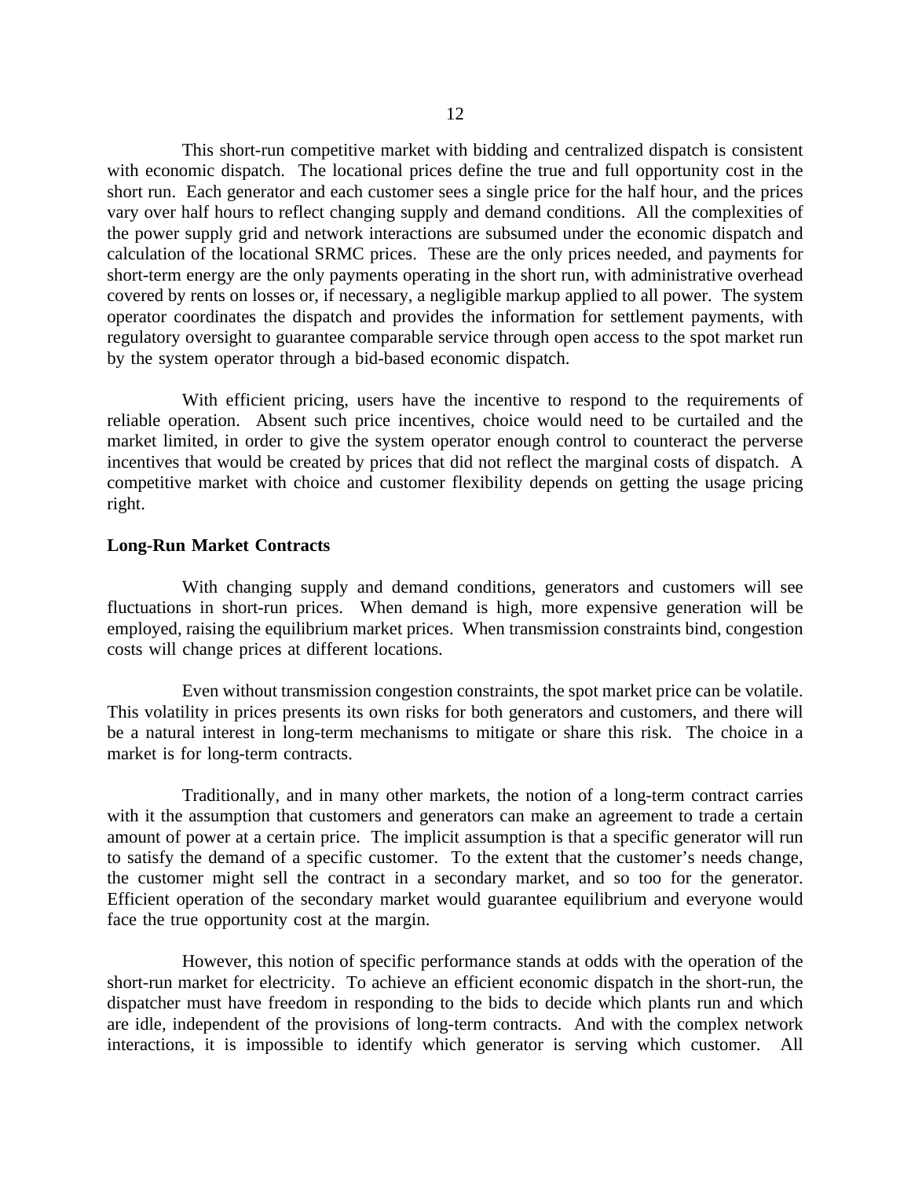This short-run competitive market with bidding and centralized dispatch is consistent with economic dispatch. The locational prices define the true and full opportunity cost in the short run. Each generator and each customer sees a single price for the half hour, and the prices vary over half hours to reflect changing supply and demand conditions. All the complexities of the power supply grid and network interactions are subsumed under the economic dispatch and calculation of the locational SRMC prices. These are the only prices needed, and payments for short-term energy are the only payments operating in the short run, with administrative overhead covered by rents on losses or, if necessary, a negligible markup applied to all power. The system operator coordinates the dispatch and provides the information for settlement payments, with regulatory oversight to guarantee comparable service through open access to the spot market run by the system operator through a bid-based economic dispatch.

With efficient pricing, users have the incentive to respond to the requirements of reliable operation. Absent such price incentives, choice would need to be curtailed and the market limited, in order to give the system operator enough control to counteract the perverse incentives that would be created by prices that did not reflect the marginal costs of dispatch. A competitive market with choice and customer flexibility depends on getting the usage pricing right.

**Long-Run Market Contracts**

With changing supply and demand conditions, generators and customers will see fluctuations in short-run prices. When demand is high, more expensive generation will be employed, raising the equilibrium market prices. When transmission constraints bind, congestion costs will change prices at different locations.

Even without transmission congestion constraints, the spot market price can be volatile. This volatility in prices presents its own risks for both generators and customers, and there will be a natural interest in long-term mechanisms to mitigate or share this risk. The choice in a market is for long-term contracts.

Traditionally, and in many other markets, the notion of a long-term contract carries with it the assumption that customers and generators can make an agreement to trade a certain amount of power at a certain price. The implicit assumption is that a specific generator will run to satisfy the demand of a specific customer. To the extent that the customer's needs change, the customer might sell the contract in a secondary market, and so too for the generator. Efficient operation of the secondary market would guarantee equilibrium and everyone would face the true opportunity cost at the margin.

However, this notion of specific performance stands at odds with the operation of the short-run market for electricity. To achieve an efficient economic dispatch in the short-run, the dispatcher must have freedom in responding to the bids to decide which plants run and which are idle, independent of the provisions of long-term contracts. And with the complex network interactions, it is impossible to identify which generator is serving which customer. All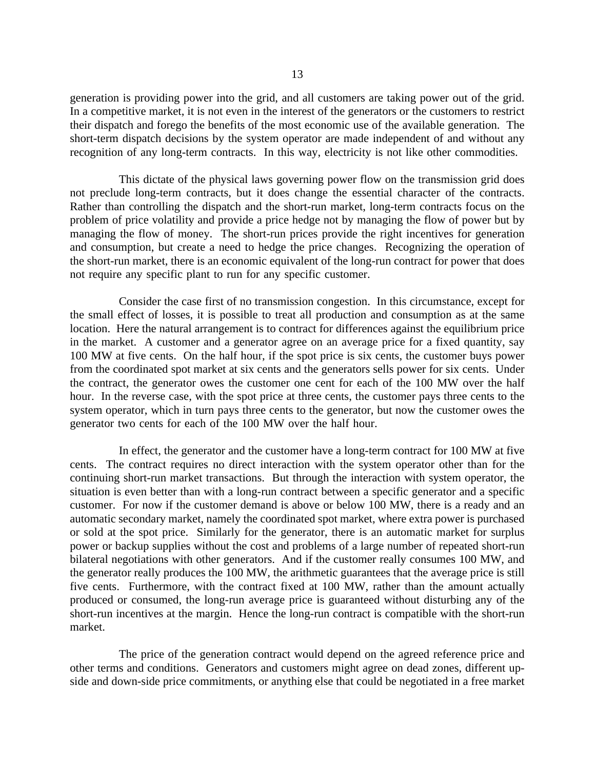generation is providing power into the grid, and all customers are taking power out of the grid. In a competitive market, it is not even in the interest of the generators or the customers to restrict their dispatch and forego the benefits of the most economic use of the available generation. The short-term dispatch decisions by the system operator are made independent of and without any recognition of any long-term contracts. In this way, electricity is not like other commodities.

This dictate of the physical laws governing power flow on the transmission grid does not preclude long-term contracts, but it does change the essential character of the contracts. Rather than controlling the dispatch and the short-run market, long-term contracts focus on the problem of price volatility and provide a price hedge not by managing the flow of power but by managing the flow of money. The short-run prices provide the right incentives for generation and consumption, but create a need to hedge the price changes. Recognizing the operation of the short-run market, there is an economic equivalent of the long-run contract for power that does not require any specific plant to run for any specific customer.

Consider the case first of no transmission congestion. In this circumstance, except for the small effect of losses, it is possible to treat all production and consumption as at the same location. Here the natural arrangement is to contract for differences against the equilibrium price in the market. A customer and a generator agree on an average price for a fixed quantity, say 100 MW at five cents. On the half hour, if the spot price is six cents, the customer buys power from the coordinated spot market at six cents and the generators sells power for six cents. Under the contract, the generator owes the customer one cent for each of the 100 MW over the half hour. In the reverse case, with the spot price at three cents, the customer pays three cents to the system operator, which in turn pays three cents to the generator, but now the customer owes the generator two cents for each of the 100 MW over the half hour.

In effect, the generator and the customer have a long-term contract for 100 MW at five cents. The contract requires no direct interaction with the system operator other than for the continuing short-run market transactions. But through the interaction with system operator, the situation is even better than with a long-run contract between a specific generator and a specific customer. For now if the customer demand is above or below 100 MW, there is a ready and an automatic secondary market, namely the coordinated spot market, where extra power is purchased or sold at the spot price. Similarly for the generator, there is an automatic market for surplus power or backup supplies without the cost and problems of a large number of repeated short-run bilateral negotiations with other generators. And if the customer really consumes 100 MW, and the generator really produces the 100 MW, the arithmetic guarantees that the average price is still five cents. Furthermore, with the contract fixed at 100 MW, rather than the amount actually produced or consumed, the long-run average price is guaranteed without disturbing any of the short-run incentives at the margin. Hence the long-run contract is compatible with the short-run market.

The price of the generation contract would depend on the agreed reference price and other terms and conditions. Generators and customers might agree on dead zones, different up-side and down-side price commitments, or anything else that could be negotiated in a free market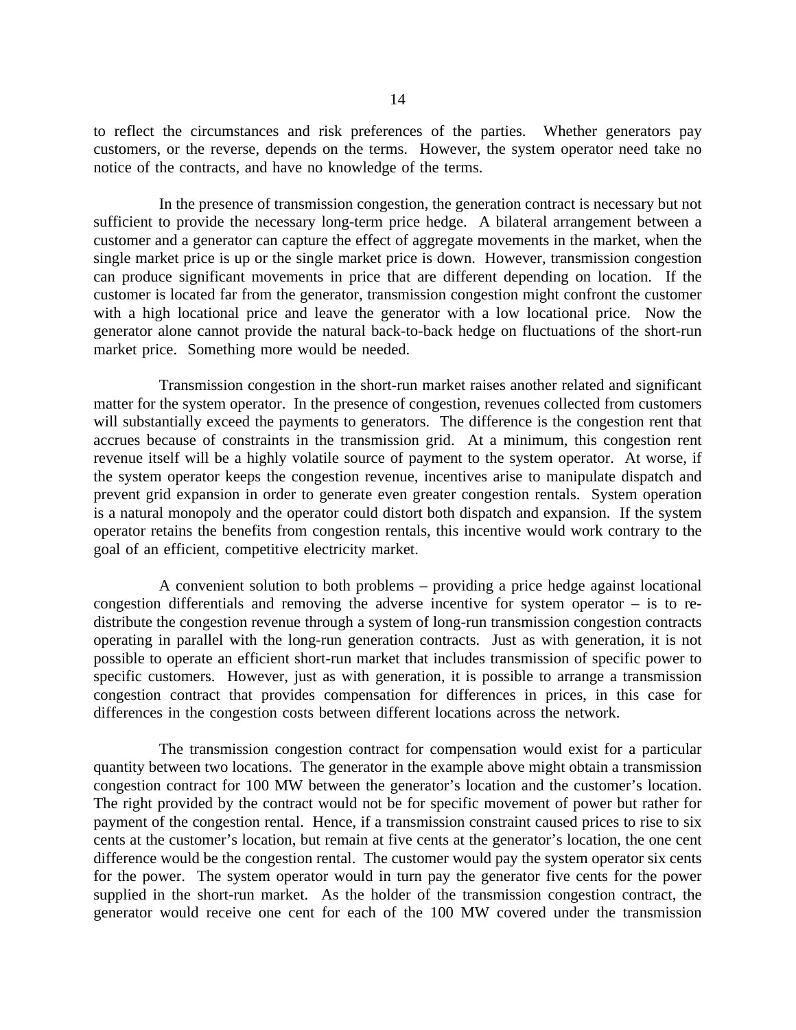to reflect the circumstances and risk preferences of the parties. Whether generators pay customers, or the reverse, depends on the terms. However, the system operator need take no notice of the contracts, and have no knowledge of the terms.

In the presence of transmission congestion, the generation contract is necessary but not sufficient to provide the necessary long-term price hedge. A bilateral arrangement between a customer and a generator can capture the effect of aggregate movements in the market, when the single market price is up or the single market price is down. However, transmission congestion can produce significant movements in price that are different depending on location. If the customer is located far from the generator, transmission congestion might confront the customer with a high locational price and leave the generator with a low locational price. Now the generator alone cannot provide the natural back-to-back hedge on fluctuations of the short-run market price. Something more would be needed.

Transmission congestion in the short-run market raises another related and significant matter for the system operator. In the presence of congestion, revenues collected from customers will substantially exceed the payments to generators. The difference is the congestion rent that accrues because of constraints in the transmission grid. At a minimum, this congestion rent revenue itself will be a highly volatile source of payment to the system operator. At worse, if the system operator keeps the congestion revenue, incentives arise to manipulate dispatch and prevent grid expansion in order to generate even greater congestion rentals. System operation is a natural monopoly and the operator could distort both dispatch and expansion. If the system operator retains the benefits from congestion rentals, this incentive would work contrary to the goal of an efficient, competitive electricity market.

A convenient solution to both problems – providing a price hedge against locational congestion differentials and removing the adverse incentive for system operator – is to re-distribute the congestion revenue through a system of long-run transmission congestion contracts operating in parallel with the long-run generation contracts. Just as with generation, it is not possible to operate an efficient short-run market that includes transmission of specific power to specific customers. However, just as with generation, it is possible to arrange a transmission congestion contract that provides compensation for differences in prices, in this case for differences in the congestion costs between different locations across the network.

The transmission congestion contract for compensation would exist for a particular quantity between two locations. The generator in the example above might obtain a transmission congestion contract for 100 MW between the generator's location and the customer's location. The right provided by the contract would not be for specific movement of power but rather for payment of the congestion rental. Hence, if a transmission constraint caused prices to rise to six cents at the customer's location, but remain at five cents at the generator's location, the one cent difference would be the congestion rental. The customer would pay the system operator six cents for the power. The system operator would in turn pay the generator five cents for the power supplied in the short-run market. As the holder of the transmission congestion contract, the generator would receive one cent for each of the 100 MW covered under the transmission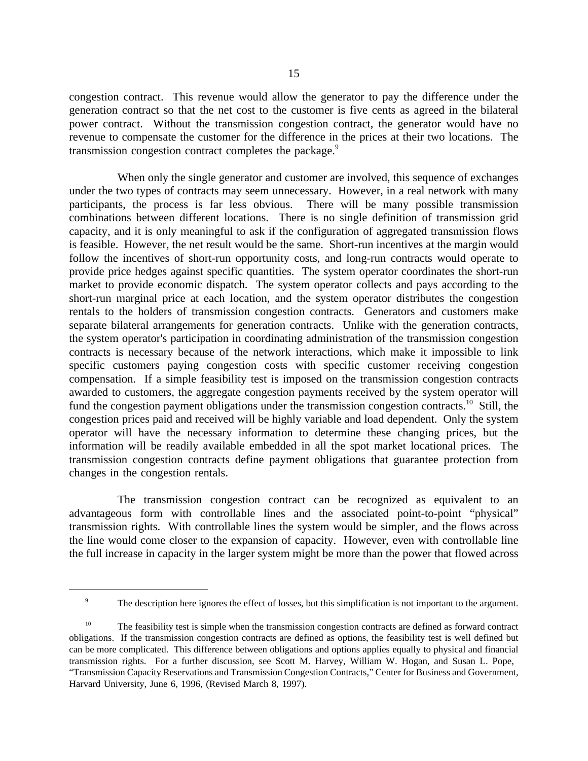congestion contract. This revenue would allow the generator to pay the difference under the generation contract so that the net cost to the customer is five cents as agreed in the bilateral power contract. Without the transmission congestion contract, the generator would have no revenue to compensate the customer for the difference in the prices at their two locations. The transmission congestion contract completes the package.[9]

When only the single generator and customer are involved, this sequence of exchanges under the two types of contracts may seem unnecessary. However, in a real network with many participants, the process is far less obvious. There will be many possible transmission combinations between different locations. There is no single definition of transmission grid capacity, and it is only meaningful to ask if the configuration of aggregated transmission flows is feasible. However, the net result would be the same. Short-run incentives at the margin would follow the incentives of short-run opportunity costs, and long-run contracts would operate to provide price hedges against specific quantities. The system operator coordinates the short-run market to provide economic dispatch. The system operator collects and pays according to the short-run marginal price at each location, and the system operator distributes the congestion rentals to the holders of transmission congestion contracts. Generators and customers make separate bilateral arrangements for generation contracts. Unlike with the generation contracts, the system operator's participation in coordinating administration of the transmission congestion contracts is necessary because of the network interactions, which make it impossible to link specific customers paying congestion costs with specific customer receiving congestion compensation. If a simple feasibility test is imposed on the transmission congestion contracts awarded to customers, the aggregate congestion payments received by the system operator will fund the congestion payment obligations under the transmission congestion contracts.[10] Still, the congestion prices paid and received will be highly variable and load dependent. Only the system operator will have the necessary information to determine these changing prices, but the information will be readily available embedded in all the spot market locational prices. The transmission congestion contracts define payment obligations that guarantee protection from changes in the congestion rentals.

The transmission congestion contract can be recognized as equivalent to an advantageous form with controllable lines and the associated point-to-point "physical" transmission rights. With controllable lines the system would be simpler, and the flows across the line would come closer to the expansion of capacity. However, even with controllable line the full increase in capacity in the larger system might be more than the power that flowed across

---

[9] The description here ignores the effect of losses, but this simplification is not important to the argument.

[10] The feasibility test is simple when the transmission congestion contracts are defined as forward contract obligations. If the transmission congestion contracts are defined as options, the feasibility test is well defined but can be more complicated. This difference between obligations and options applies equally to physical and financial transmission rights. For a further discussion, see Scott M. Harvey, William W. Hogan, and Susan L. Pope, "Transmission Capacity Reservations and Transmission Congestion Contracts," Center for Business and Government, Harvard University, June 6, 1996, (Revised March 8, 1997).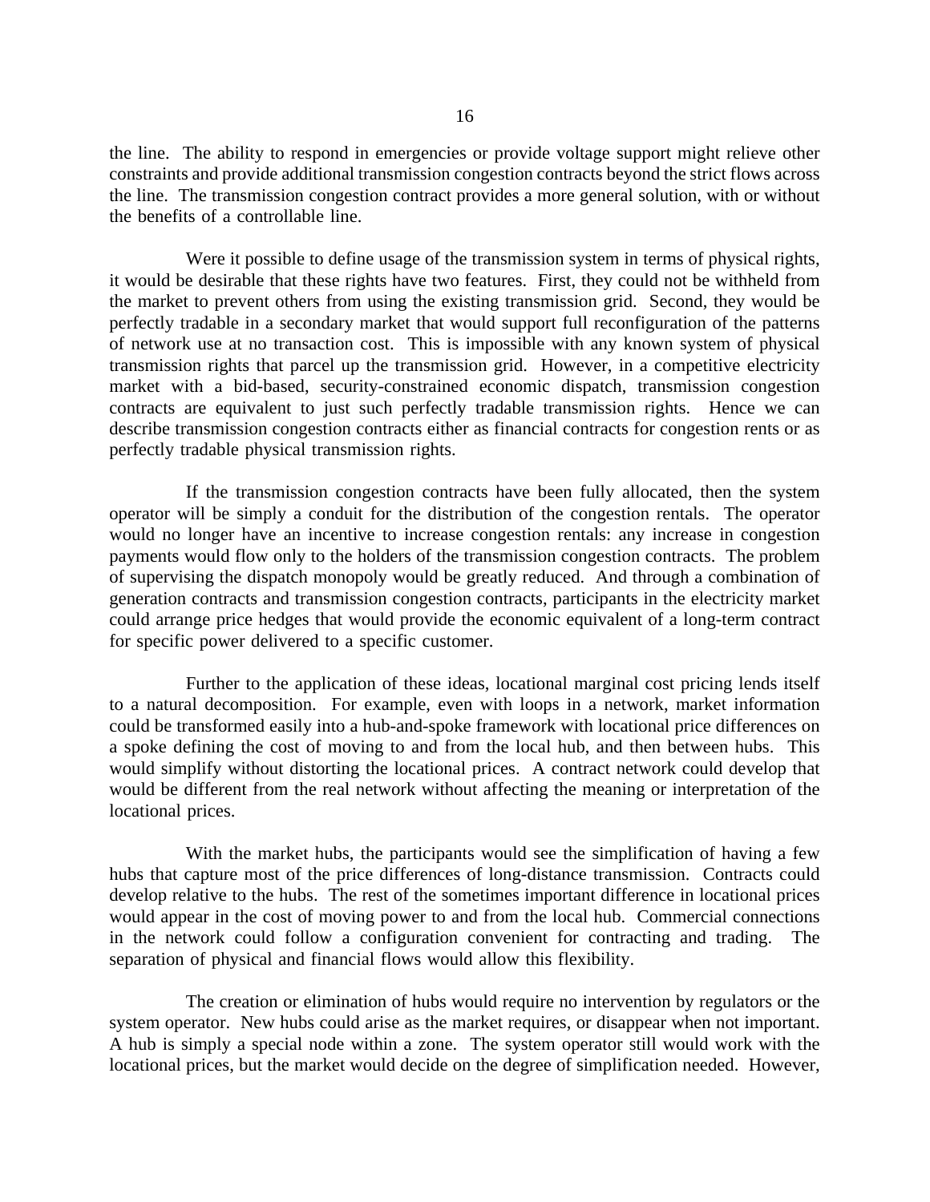the line. The ability to respond in emergencies or provide voltage support might relieve other constraints and provide additional transmission congestion contracts beyond the strict flows across the line. The transmission congestion contract provides a more general solution, with or without the benefits of a controllable line.

Were it possible to define usage of the transmission system in terms of physical rights, it would be desirable that these rights have two features. First, they could not be withheld from the market to prevent others from using the existing transmission grid. Second, they would be perfectly tradable in a secondary market that would support full reconfiguration of the patterns of network use at no transaction cost. This is impossible with any known system of physical transmission rights that parcel up the transmission grid. However, in a competitive electricity market with a bid-based, security-constrained economic dispatch, transmission congestion contracts are equivalent to just such perfectly tradable transmission rights. Hence we can describe transmission congestion contracts either as financial contracts for congestion rents or as perfectly tradable physical transmission rights.

If the transmission congestion contracts have been fully allocated, then the system operator will be simply a conduit for the distribution of the congestion rentals. The operator would no longer have an incentive to increase congestion rentals: any increase in congestion payments would flow only to the holders of the transmission congestion contracts. The problem of supervising the dispatch monopoly would be greatly reduced. And through a combination of generation contracts and transmission congestion contracts, participants in the electricity market could arrange price hedges that would provide the economic equivalent of a long-term contract for specific power delivered to a specific customer.

Further to the application of these ideas, locational marginal cost pricing lends itself to a natural decomposition. For example, even with loops in a network, market information could be transformed easily into a hub-and-spoke framework with locational price differences on a spoke defining the cost of moving to and from the local hub, and then between hubs. This would simplify without distorting the locational prices. A contract network could develop that would be different from the real network without affecting the meaning or interpretation of the locational prices.

With the market hubs, the participants would see the simplification of having a few hubs that capture most of the price differences of long-distance transmission. Contracts could develop relative to the hubs. The rest of the sometimes important difference in locational prices would appear in the cost of moving power to and from the local hub. Commercial connections in the network could follow a configuration convenient for contracting and trading. The separation of physical and financial flows would allow this flexibility.

The creation or elimination of hubs would require no intervention by regulators or the system operator. New hubs could arise as the market requires, or disappear when not important. A hub is simply a special node within a zone. The system operator still would work with the locational prices, but the market would decide on the degree of simplification needed. However,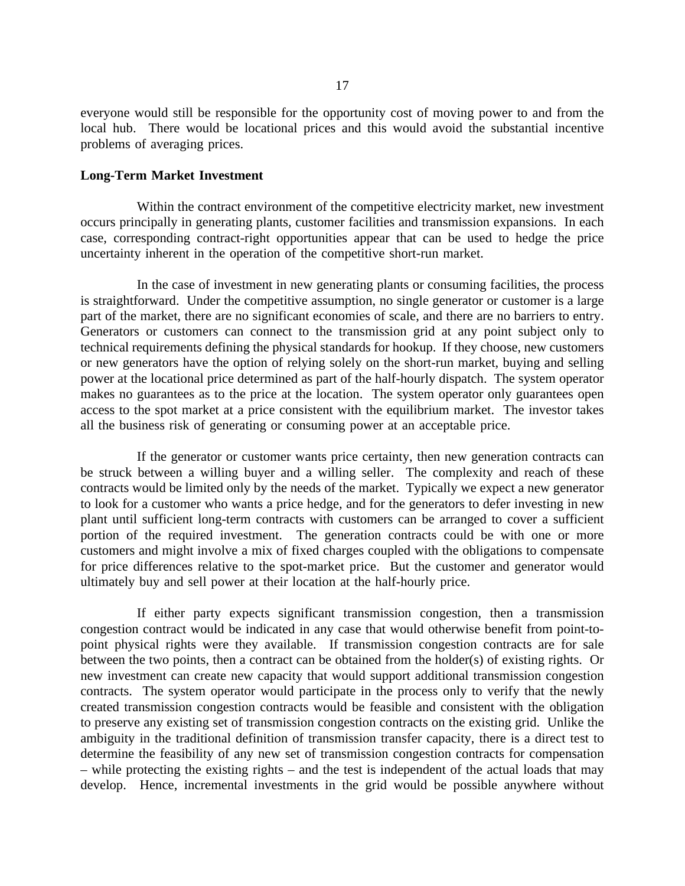everyone would still be responsible for the opportunity cost of moving power to and from the local hub. There would be locational prices and this would avoid the substantial incentive problems of averaging prices.

**Long-Term Market Investment**

Within the contract environment of the competitive electricity market, new investment occurs principally in generating plants, customer facilities and transmission expansions. In each case, corresponding contract-right opportunities appear that can be used to hedge the price uncertainty inherent in the operation of the competitive short-run market.

In the case of investment in new generating plants or consuming facilities, the process is straightforward. Under the competitive assumption, no single generator or customer is a large part of the market, there are no significant economies of scale, and there are no barriers to entry. Generators or customers can connect to the transmission grid at any point subject only to technical requirements defining the physical standards for hookup. If they choose, new customers or new generators have the option of relying solely on the short-run market, buying and selling power at the locational price determined as part of the half-hourly dispatch. The system operator makes no guarantees as to the price at the location. The system operator only guarantees open access to the spot market at a price consistent with the equilibrium market. The investor takes all the business risk of generating or consuming power at an acceptable price.

If the generator or customer wants price certainty, then new generation contracts can be struck between a willing buyer and a willing seller. The complexity and reach of these contracts would be limited only by the needs of the market. Typically we expect a new generator to look for a customer who wants a price hedge, and for the generators to defer investing in new plant until sufficient long-term contracts with customers can be arranged to cover a sufficient portion of the required investment. The generation contracts could be with one or more customers and might involve a mix of fixed charges coupled with the obligations to compensate for price differences relative to the spot-market price. But the customer and generator would ultimately buy and sell power at their location at the half-hourly price.

If either party expects significant transmission congestion, then a transmission congestion contract would be indicated in any case that would otherwise benefit from point-to-point physical rights were they available. If transmission congestion contracts are for sale between the two points, then a contract can be obtained from the holder(s) of existing rights. Or new investment can create new capacity that would support additional transmission congestion contracts. The system operator would participate in the process only to verify that the newly created transmission congestion contracts would be feasible and consistent with the obligation to preserve any existing set of transmission congestion contracts on the existing grid. Unlike the ambiguity in the traditional definition of transmission transfer capacity, there is a direct test to determine the feasibility of any new set of transmission congestion contracts for compensation – while protecting the existing rights – and the test is independent of the actual loads that may develop. Hence, incremental investments in the grid would be possible anywhere without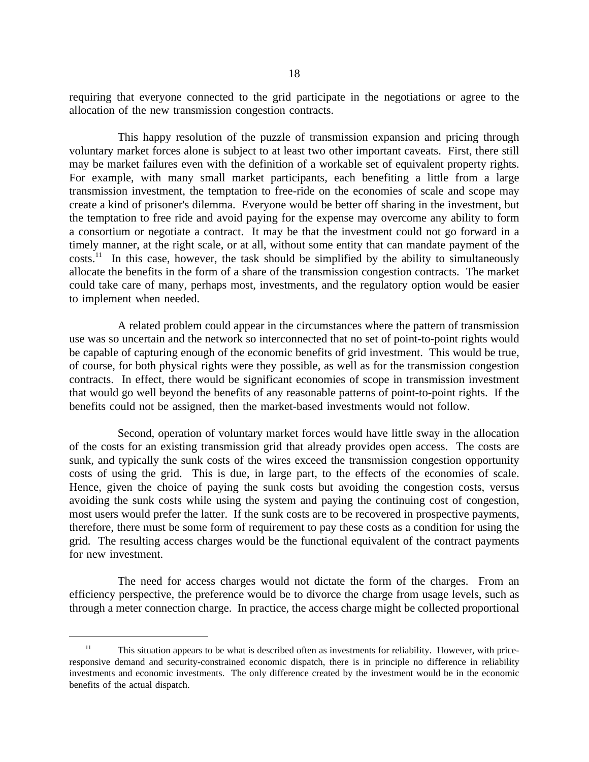requiring that everyone connected to the grid participate in the negotiations or agree to the allocation of the new transmission congestion contracts.

This happy resolution of the puzzle of transmission expansion and pricing through voluntary market forces alone is subject to at least two other important caveats. First, there still may be market failures even with the definition of a workable set of equivalent property rights. For example, with many small market participants, each benefiting a little from a large transmission investment, the temptation to free-ride on the economies of scale and scope may create a kind of prisoner's dilemma. Everyone would be better off sharing in the investment, but the temptation to free ride and avoid paying for the expense may overcome any ability to form a consortium or negotiate a contract. It may be that the investment could not go forward in a timely manner, at the right scale, or at all, without some entity that can mandate payment of the costs.[11] In this case, however, the task should be simplified by the ability to simultaneously allocate the benefits in the form of a share of the transmission congestion contracts. The market could take care of many, perhaps most, investments, and the regulatory option would be easier to implement when needed.

A related problem could appear in the circumstances where the pattern of transmission use was so uncertain and the network so interconnected that no set of point-to-point rights would be capable of capturing enough of the economic benefits of grid investment. This would be true, of course, for both physical rights were they possible, as well as for the transmission congestion contracts. In effect, there would be significant economies of scope in transmission investment that would go well beyond the benefits of any reasonable patterns of point-to-point rights. If the benefits could not be assigned, then the market-based investments would not follow.

Second, operation of voluntary market forces would have little sway in the allocation of the costs for an existing transmission grid that already provides open access. The costs are sunk, and typically the sunk costs of the wires exceed the transmission congestion opportunity costs of using the grid. This is due, in large part, to the effects of the economies of scale. Hence, given the choice of paying the sunk costs but avoiding the congestion costs, versus avoiding the sunk costs while using the system and paying the continuing cost of congestion, most users would prefer the latter. If the sunk costs are to be recovered in prospective payments, therefore, there must be some form of requirement to pay these costs as a condition for using the grid. The resulting access charges would be the functional equivalent of the contract payments for new investment.

The need for access charges would not dictate the form of the charges. From an efficiency perspective, the preference would be to divorce the charge from usage levels, such as through a meter connection charge. In practice, the access charge might be collected proportional

---

[11] This situation appears to be what is described often as investments for reliability. However, with price-responsive demand and security-constrained economic dispatch, there is in principle no difference in reliability investments and economic investments. The only difference created by the investment would be in the economic benefits of the actual dispatch.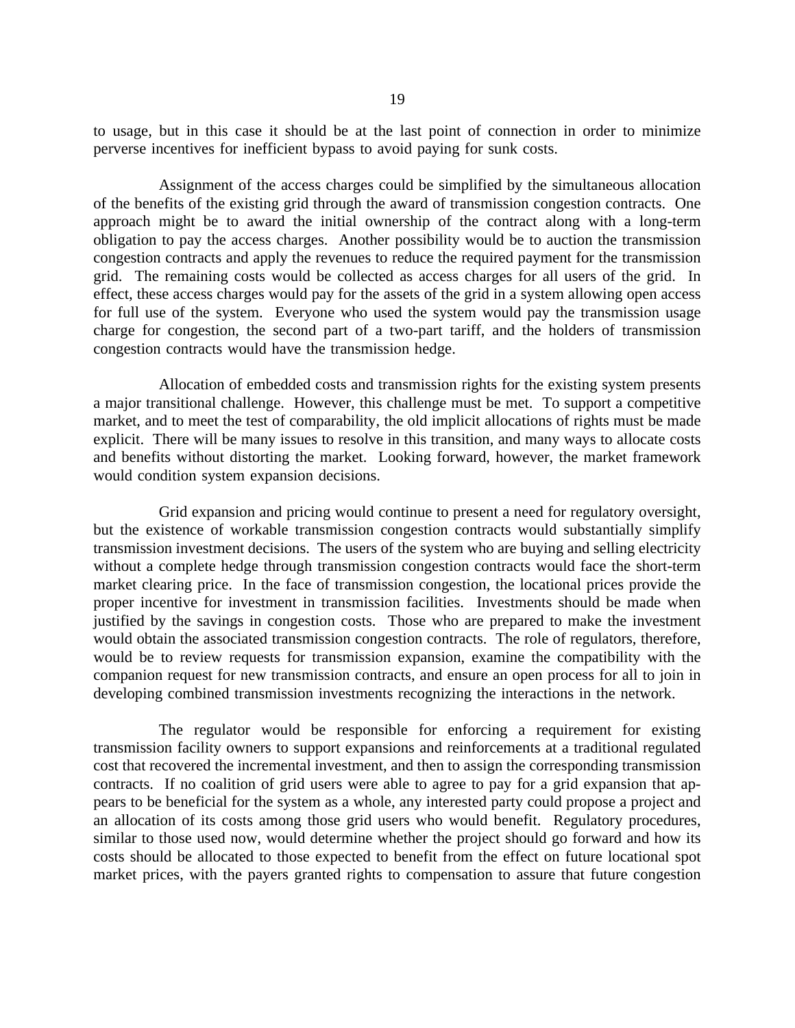to usage, but in this case it should be at the last point of connection in order to minimize perverse incentives for inefficient bypass to avoid paying for sunk costs.

Assignment of the access charges could be simplified by the simultaneous allocation of the benefits of the existing grid through the award of transmission congestion contracts. One approach might be to award the initial ownership of the contract along with a long-term obligation to pay the access charges. Another possibility would be to auction the transmission congestion contracts and apply the revenues to reduce the required payment for the transmission grid. The remaining costs would be collected as access charges for all users of the grid. In effect, these access charges would pay for the assets of the grid in a system allowing open access for full use of the system. Everyone who used the system would pay the transmission usage charge for congestion, the second part of a two-part tariff, and the holders of transmission congestion contracts would have the transmission hedge.

Allocation of embedded costs and transmission rights for the existing system presents a major transitional challenge. However, this challenge must be met. To support a competitive market, and to meet the test of comparability, the old implicit allocations of rights must be made explicit. There will be many issues to resolve in this transition, and many ways to allocate costs and benefits without distorting the market. Looking forward, however, the market framework would condition system expansion decisions.

Grid expansion and pricing would continue to present a need for regulatory oversight, but the existence of workable transmission congestion contracts would substantially simplify transmission investment decisions. The users of the system who are buying and selling electricity without a complete hedge through transmission congestion contracts would face the short-term market clearing price. In the face of transmission congestion, the locational prices provide the proper incentive for investment in transmission facilities. Investments should be made when justified by the savings in congestion costs. Those who are prepared to make the investment would obtain the associated transmission congestion contracts. The role of regulators, therefore, would be to review requests for transmission expansion, examine the compatibility with the companion request for new transmission contracts, and ensure an open process for all to join in developing combined transmission investments recognizing the interactions in the network.

The regulator would be responsible for enforcing a requirement for existing transmission facility owners to support expansions and reinforcements at a traditional regulated cost that recovered the incremental investment, and then to assign the corresponding transmission contracts. If no coalition of grid users were able to agree to pay for a grid expansion that appears to be beneficial for the system as a whole, any interested party could propose a project and an allocation of its costs among those grid users who would benefit. Regulatory procedures, similar to those used now, would determine whether the project should go forward and how its costs should be allocated to those expected to benefit from the effect on future locational spot market prices, with the payers granted rights to compensation to assure that future congestion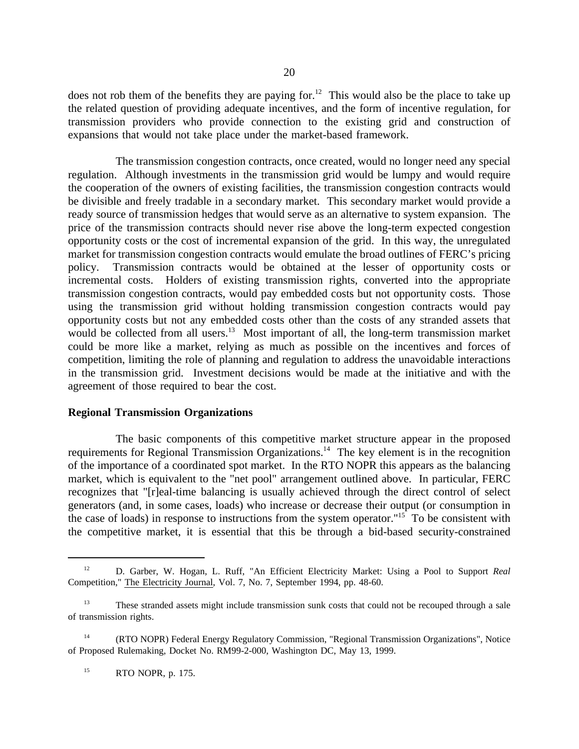does not rob them of the benefits they are paying for.[12] This would also be the place to take up the related question of providing adequate incentives, and the form of incentive regulation, for transmission providers who provide connection to the existing grid and construction of expansions that would not take place under the market-based framework.

The transmission congestion contracts, once created, would no longer need any special regulation. Although investments in the transmission grid would be lumpy and would require the cooperation of the owners of existing facilities, the transmission congestion contracts would be divisible and freely tradable in a secondary market. This secondary market would provide a ready source of transmission hedges that would serve as an alternative to system expansion. The price of the transmission contracts should never rise above the long-term expected congestion opportunity costs or the cost of incremental expansion of the grid. In this way, the unregulated market for transmission congestion contracts would emulate the broad outlines of FERC's pricing policy. Transmission contracts would be obtained at the lesser of opportunity costs or incremental costs. Holders of existing transmission rights, converted into the appropriate transmission congestion contracts, would pay embedded costs but not opportunity costs. Those using the transmission grid without holding transmission congestion contracts would pay opportunity costs but not any embedded costs other than the costs of any stranded assets that would be collected from all users.[13] Most important of all, the long-term transmission market could be more like a market, relying as much as possible on the incentives and forces of competition, limiting the role of planning and regulation to address the unavoidable interactions in the transmission grid. Investment decisions would be made at the initiative and with the agreement of those required to bear the cost.

**Regional Transmission Organizations**

The basic components of this competitive market structure appear in the proposed requirements for Regional Transmission Organizations.[14] The key element is in the recognition of the importance of a coordinated spot market. In the RTO NOPR this appears as the balancing market, which is equivalent to the "net pool" arrangement outlined above. In particular, FERC recognizes that "[r]eal-time balancing is usually achieved through the direct control of select generators (and, in some cases, loads) who increase or decrease their output (or consumption in the case of loads) in response to instructions from the system operator."[15] To be consistent with the competitive market, it is essential that this be through a bid-based security-constrained

---

[12] D. Garber, W. Hogan, L. Ruff, "An Efficient Electricity Market: Using a Pool to Support *Real* Competition," The Electricity Journal, Vol. 7, No. 7, September 1994, pp. 48-60.

[13] These stranded assets might include transmission sunk costs that could not be recouped through a sale of transmission rights.

[14] (RTO NOPR) Federal Energy Regulatory Commission, "Regional Transmission Organizations", Notice of Proposed Rulemaking, Docket No. RM99-2-000, Washington DC, May 13, 1999.

[15] RTO NOPR, p. 175.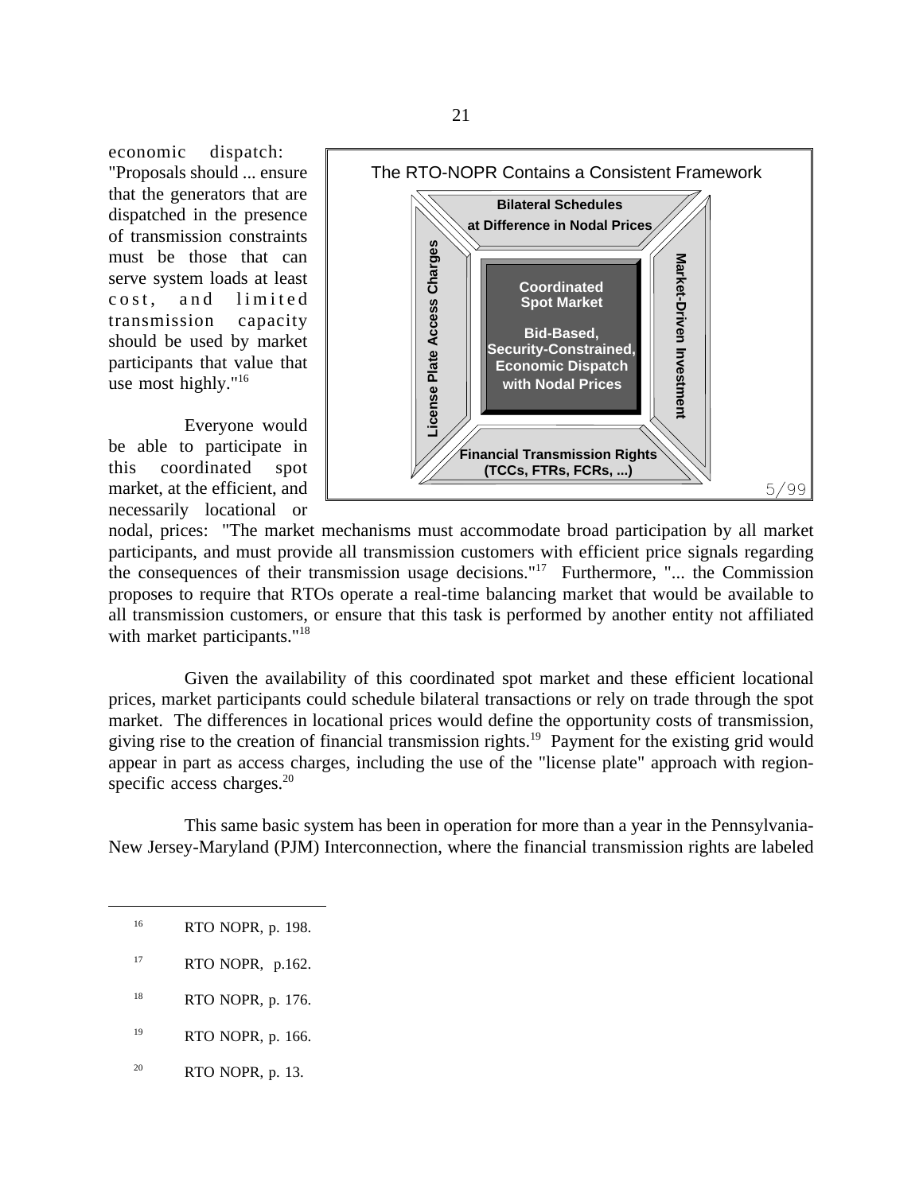economic dispatch: "Proposals should ... ensure that the generators that are dispatched in the presence of transmission constraints must be those that can serve system loads at least cost, and limited transmission capacity should be used by market participants that value that use most highly."[16]

The RTO-NOPR Contains a Consistent Framework

**Bilateral Schedules at Difference in Nodal Prices**

**License Plate Access Charges**

**Coordinated Spot Market**

**Bid-Based, Security-Constrained, Economic Dispatch with Nodal Prices**

**Market-Driven Investment**

**Financial Transmission Rights (TCCs, FTRs, FCRs, ...)**

5/99

Everyone would be able to participate in this coordinated spot market, at the efficient, and necessarily locational or nodal, prices: "The market mechanisms must accommodate broad participation by all market participants, and must provide all transmission customers with efficient price signals regarding the consequences of their transmission usage decisions."[17] Furthermore, "... the Commission proposes to require that RTOs operate a real-time balancing market that would be available to all transmission customers, or ensure that this task is performed by another entity not affiliated with market participants."[18]

Given the availability of this coordinated spot market and these efficient locational prices, market participants could schedule bilateral transactions or rely on trade through the spot market. The differences in locational prices would define the opportunity costs of transmission, giving rise to the creation of financial transmission rights.[19] Payment for the existing grid would appear in part as access charges, including the use of the "license plate" approach with region-specific access charges.[20]

This same basic system has been in operation for more than a year in the Pennsylvania-New Jersey-Maryland (PJM) Interconnection, where the financial transmission rights are labeled

---

[16] RTO NOPR, p. 198.

[17] RTO NOPR, p.162.

[18] RTO NOPR, p. 176.

[19] RTO NOPR, p. 166.

[20] RTO NOPR, p. 13.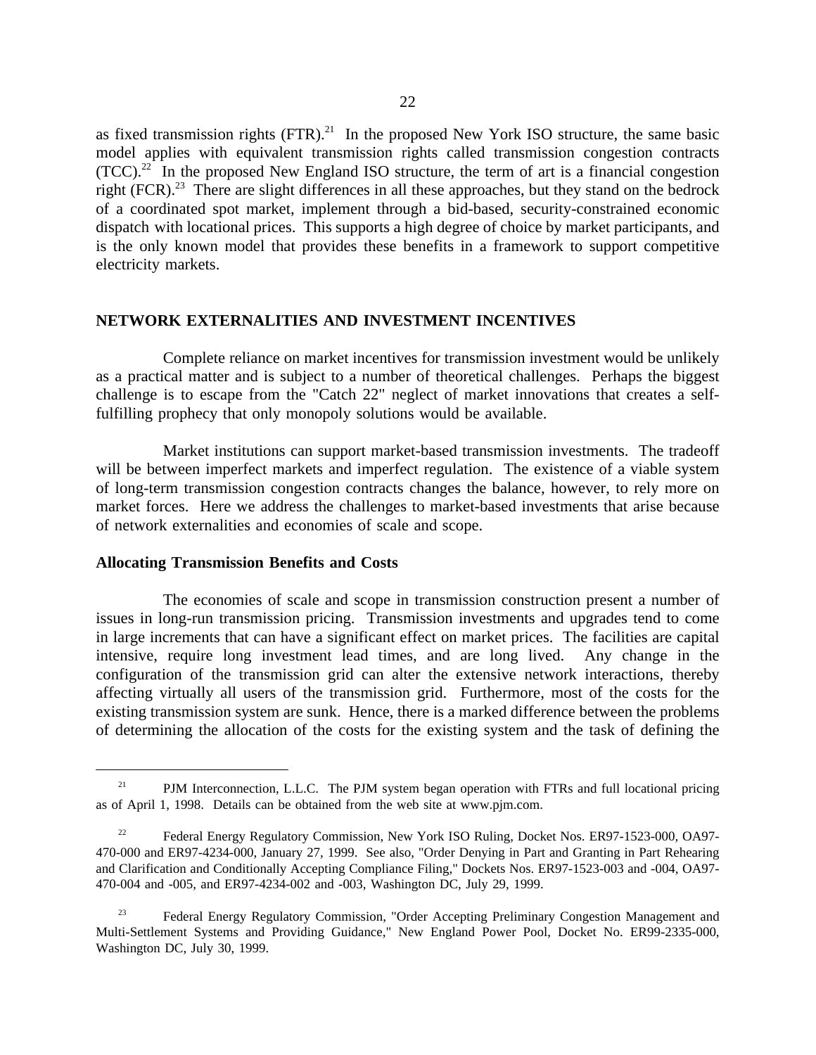as fixed transmission rights (FTR).[21] In the proposed New York ISO structure, the same basic model applies with equivalent transmission rights called transmission congestion contracts (TCC).[22] In the proposed New England ISO structure, the term of art is a financial congestion right (FCR).[23] There are slight differences in all these approaches, but they stand on the bedrock of a coordinated spot market, implement through a bid-based, security-constrained economic dispatch with locational prices. This supports a high degree of choice by market participants, and is the only known model that provides these benefits in a framework to support competitive electricity markets.

## NETWORK EXTERNALITIES AND INVESTMENT INCENTIVES

Complete reliance on market incentives for transmission investment would be unlikely as a practical matter and is subject to a number of theoretical challenges. Perhaps the biggest challenge is to escape from the "Catch 22" neglect of market innovations that creates a self-fulfilling prophecy that only monopoly solutions would be available.

Market institutions can support market-based transmission investments. The tradeoff will be between imperfect markets and imperfect regulation. The existence of a viable system of long-term transmission congestion contracts changes the balance, however, to rely more on market forces. Here we address the challenges to market-based investments that arise because of network externalities and economies of scale and scope.

### Allocating Transmission Benefits and Costs

The economies of scale and scope in transmission construction present a number of issues in long-run transmission pricing. Transmission investments and upgrades tend to come in large increments that can have a significant effect on market prices. The facilities are capital intensive, require long investment lead times, and are long lived. Any change in the configuration of the transmission grid can alter the extensive network interactions, thereby affecting virtually all users of the transmission grid. Furthermore, most of the costs for the existing transmission system are sunk. Hence, there is a marked difference between the problems of determining the allocation of the costs for the existing system and the task of defining the

---

[21] PJM Interconnection, L.L.C. The PJM system began operation with FTRs and full locational pricing as of April 1, 1998. Details can be obtained from the web site at www.pjm.com.

[22] Federal Energy Regulatory Commission, New York ISO Ruling, Docket Nos. ER97-1523-000, OA97-470-000 and ER97-4234-000, January 27, 1999. See also, "Order Denying in Part and Granting in Part Rehearing and Clarification and Conditionally Accepting Compliance Filing," Dockets Nos. ER97-1523-003 and -004, OA97-470-004 and -005, and ER97-4234-002 and -003, Washington DC, July 29, 1999.

[23] Federal Energy Regulatory Commission, "Order Accepting Preliminary Congestion Management and Multi-Settlement Systems and Providing Guidance," New England Power Pool, Docket No. ER99-2335-000, Washington DC, July 30, 1999.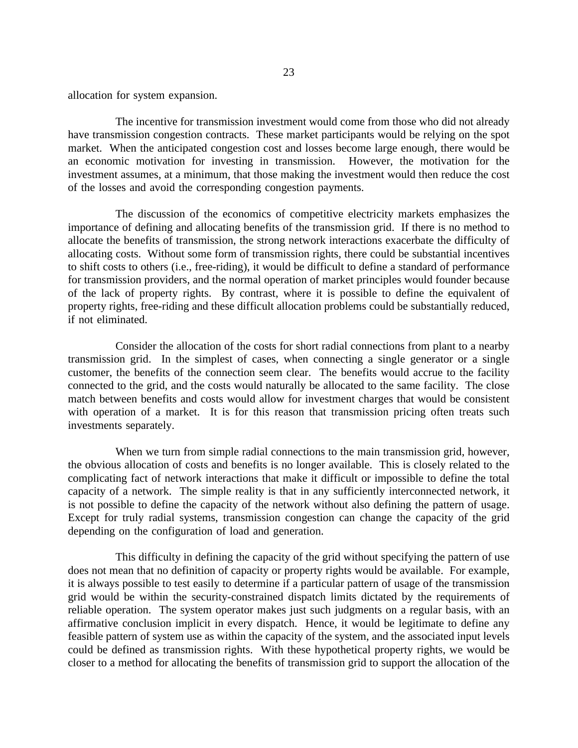allocation for system expansion.

The incentive for transmission investment would come from those who did not already have transmission congestion contracts. These market participants would be relying on the spot market. When the anticipated congestion cost and losses become large enough, there would be an economic motivation for investing in transmission. However, the motivation for the investment assumes, at a minimum, that those making the investment would then reduce the cost of the losses and avoid the corresponding congestion payments.

The discussion of the economics of competitive electricity markets emphasizes the importance of defining and allocating benefits of the transmission grid. If there is no method to allocate the benefits of transmission, the strong network interactions exacerbate the difficulty of allocating costs. Without some form of transmission rights, there could be substantial incentives to shift costs to others (i.e., free-riding), it would be difficult to define a standard of performance for transmission providers, and the normal operation of market principles would founder because of the lack of property rights. By contrast, where it is possible to define the equivalent of property rights, free-riding and these difficult allocation problems could be substantially reduced, if not eliminated.

Consider the allocation of the costs for short radial connections from plant to a nearby transmission grid. In the simplest of cases, when connecting a single generator or a single customer, the benefits of the connection seem clear. The benefits would accrue to the facility connected to the grid, and the costs would naturally be allocated to the same facility. The close match between benefits and costs would allow for investment charges that would be consistent with operation of a market. It is for this reason that transmission pricing often treats such investments separately.

When we turn from simple radial connections to the main transmission grid, however, the obvious allocation of costs and benefits is no longer available. This is closely related to the complicating fact of network interactions that make it difficult or impossible to define the total capacity of a network. The simple reality is that in any sufficiently interconnected network, it is not possible to define the capacity of the network without also defining the pattern of usage. Except for truly radial systems, transmission congestion can change the capacity of the grid depending on the configuration of load and generation.

This difficulty in defining the capacity of the grid without specifying the pattern of use does not mean that no definition of capacity or property rights would be available. For example, it is always possible to test easily to determine if a particular pattern of usage of the transmission grid would be within the security-constrained dispatch limits dictated by the requirements of reliable operation. The system operator makes just such judgments on a regular basis, with an affirmative conclusion implicit in every dispatch. Hence, it would be legitimate to define any feasible pattern of system use as within the capacity of the system, and the associated input levels could be defined as transmission rights. With these hypothetical property rights, we would be closer to a method for allocating the benefits of transmission grid to support the allocation of the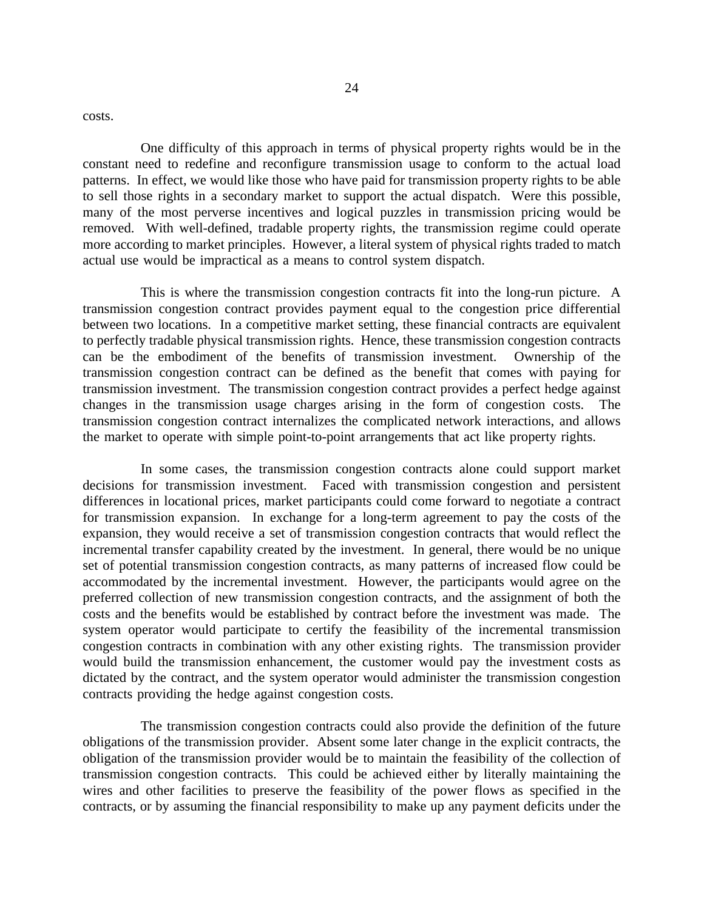costs.

One difficulty of this approach in terms of physical property rights would be in the constant need to redefine and reconfigure transmission usage to conform to the actual load patterns. In effect, we would like those who have paid for transmission property rights to be able to sell those rights in a secondary market to support the actual dispatch. Were this possible, many of the most perverse incentives and logical puzzles in transmission pricing would be removed. With well-defined, tradable property rights, the transmission regime could operate more according to market principles. However, a literal system of physical rights traded to match actual use would be impractical as a means to control system dispatch.

This is where the transmission congestion contracts fit into the long-run picture. A transmission congestion contract provides payment equal to the congestion price differential between two locations. In a competitive market setting, these financial contracts are equivalent to perfectly tradable physical transmission rights. Hence, these transmission congestion contracts can be the embodiment of the benefits of transmission investment. Ownership of the transmission congestion contract can be defined as the benefit that comes with paying for transmission investment. The transmission congestion contract provides a perfect hedge against changes in the transmission usage charges arising in the form of congestion costs. The transmission congestion contract internalizes the complicated network interactions, and allows the market to operate with simple point-to-point arrangements that act like property rights.

In some cases, the transmission congestion contracts alone could support market decisions for transmission investment. Faced with transmission congestion and persistent differences in locational prices, market participants could come forward to negotiate a contract for transmission expansion. In exchange for a long-term agreement to pay the costs of the expansion, they would receive a set of transmission congestion contracts that would reflect the incremental transfer capability created by the investment. In general, there would be no unique set of potential transmission congestion contracts, as many patterns of increased flow could be accommodated by the incremental investment. However, the participants would agree on the preferred collection of new transmission congestion contracts, and the assignment of both the costs and the benefits would be established by contract before the investment was made. The system operator would participate to certify the feasibility of the incremental transmission congestion contracts in combination with any other existing rights. The transmission provider would build the transmission enhancement, the customer would pay the investment costs as dictated by the contract, and the system operator would administer the transmission congestion contracts providing the hedge against congestion costs.

The transmission congestion contracts could also provide the definition of the future obligations of the transmission provider. Absent some later change in the explicit contracts, the obligation of the transmission provider would be to maintain the feasibility of the collection of transmission congestion contracts. This could be achieved either by literally maintaining the wires and other facilities to preserve the feasibility of the power flows as specified in the contracts, or by assuming the financial responsibility to make up any payment deficits under the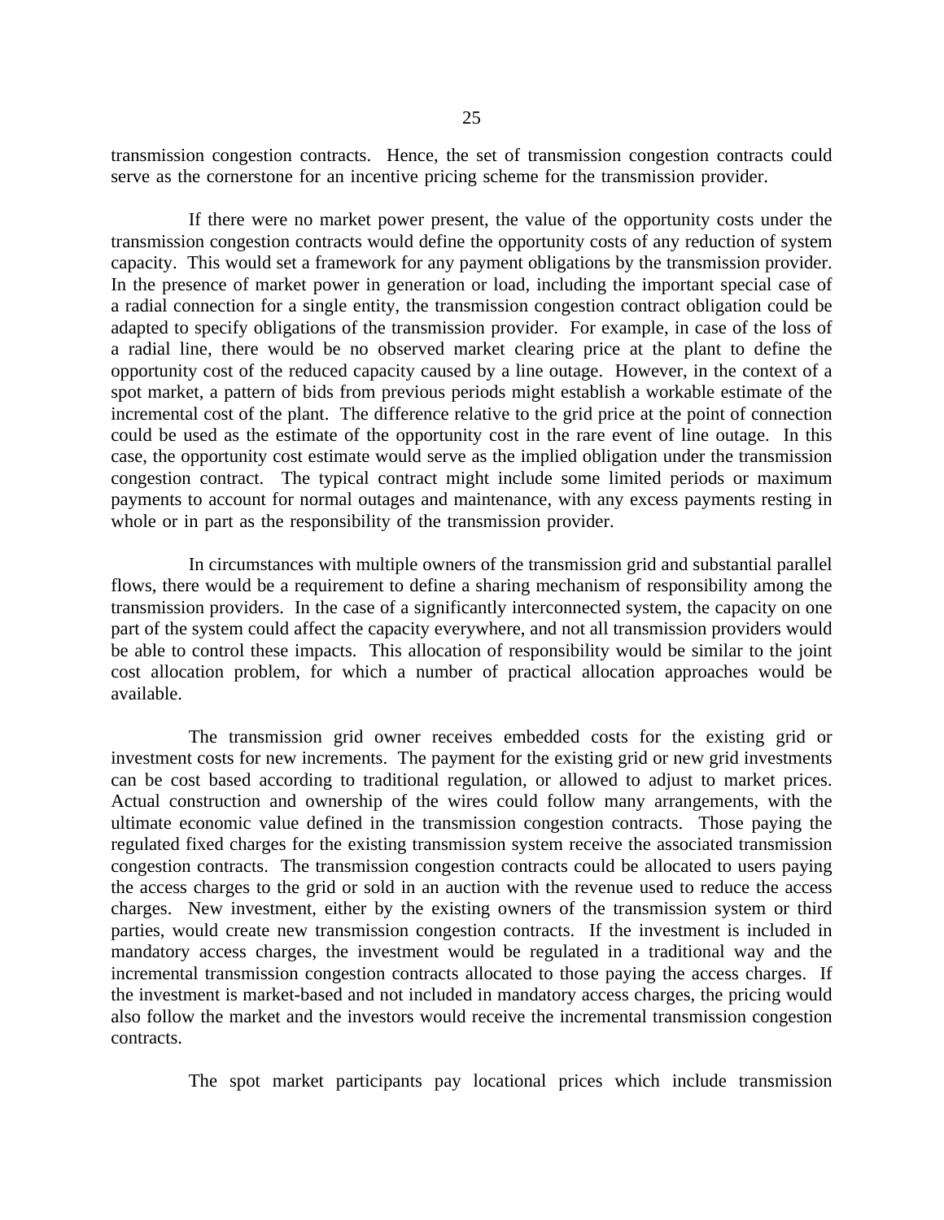transmission congestion contracts. Hence, the set of transmission congestion contracts could serve as the cornerstone for an incentive pricing scheme for the transmission provider.

If there were no market power present, the value of the opportunity costs under the transmission congestion contracts would define the opportunity costs of any reduction of system capacity. This would set a framework for any payment obligations by the transmission provider. In the presence of market power in generation or load, including the important special case of a radial connection for a single entity, the transmission congestion contract obligation could be adapted to specify obligations of the transmission provider. For example, in case of the loss of a radial line, there would be no observed market clearing price at the plant to define the opportunity cost of the reduced capacity caused by a line outage. However, in the context of a spot market, a pattern of bids from previous periods might establish a workable estimate of the incremental cost of the plant. The difference relative to the grid price at the point of connection could be used as the estimate of the opportunity cost in the rare event of line outage. In this case, the opportunity cost estimate would serve as the implied obligation under the transmission congestion contract. The typical contract might include some limited periods or maximum payments to account for normal outages and maintenance, with any excess payments resting in whole or in part as the responsibility of the transmission provider.

In circumstances with multiple owners of the transmission grid and substantial parallel flows, there would be a requirement to define a sharing mechanism of responsibility among the transmission providers. In the case of a significantly interconnected system, the capacity on one part of the system could affect the capacity everywhere, and not all transmission providers would be able to control these impacts. This allocation of responsibility would be similar to the joint cost allocation problem, for which a number of practical allocation approaches would be available.

The transmission grid owner receives embedded costs for the existing grid or investment costs for new increments. The payment for the existing grid or new grid investments can be cost based according to traditional regulation, or allowed to adjust to market prices. Actual construction and ownership of the wires could follow many arrangements, with the ultimate economic value defined in the transmission congestion contracts. Those paying the regulated fixed charges for the existing transmission system receive the associated transmission congestion contracts. The transmission congestion contracts could be allocated to users paying the access charges to the grid or sold in an auction with the revenue used to reduce the access charges. New investment, either by the existing owners of the transmission system or third parties, would create new transmission congestion contracts. If the investment is included in mandatory access charges, the investment would be regulated in a traditional way and the incremental transmission congestion contracts allocated to those paying the access charges. If the investment is market-based and not included in mandatory access charges, the pricing would also follow the market and the investors would receive the incremental transmission congestion contracts.

The spot market participants pay locational prices which include transmission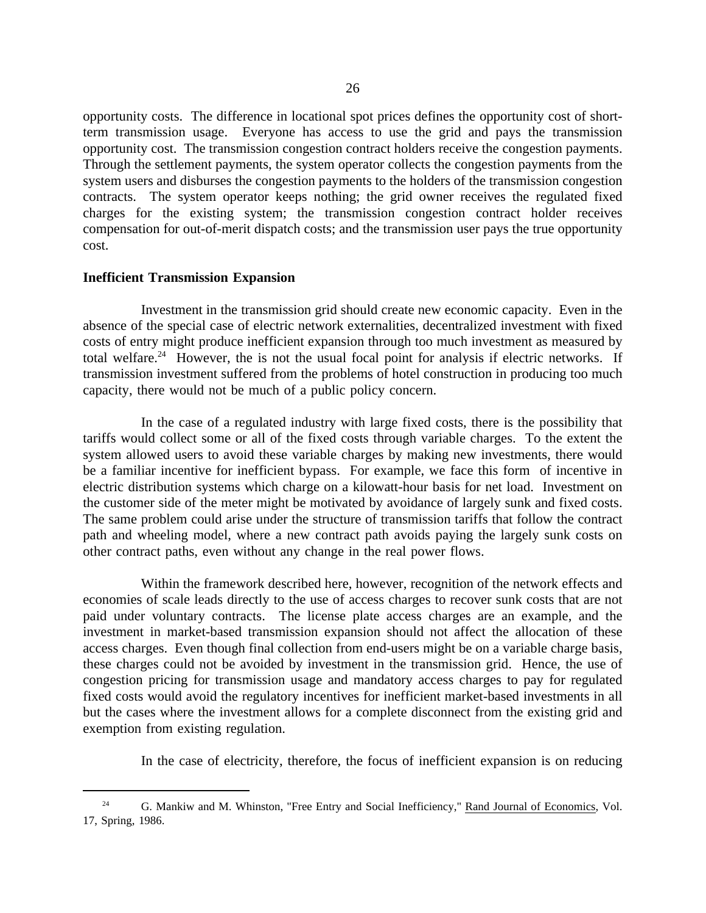opportunity costs. The difference in locational spot prices defines the opportunity cost of short-term transmission usage. Everyone has access to use the grid and pays the transmission opportunity cost. The transmission congestion contract holders receive the congestion payments. Through the settlement payments, the system operator collects the congestion payments from the system users and disburses the congestion payments to the holders of the transmission congestion contracts. The system operator keeps nothing; the grid owner receives the regulated fixed charges for the existing system; the transmission congestion contract holder receives compensation for out-of-merit dispatch costs; and the transmission user pays the true opportunity cost.

**Inefficient Transmission Expansion**

Investment in the transmission grid should create new economic capacity. Even in the absence of the special case of electric network externalities, decentralized investment with fixed costs of entry might produce inefficient expansion through too much investment as measured by total welfare.[24] However, the is not the usual focal point for analysis if electric networks. If transmission investment suffered from the problems of hotel construction in producing too much capacity, there would not be much of a public policy concern.

In the case of a regulated industry with large fixed costs, there is the possibility that tariffs would collect some or all of the fixed costs through variable charges. To the extent the system allowed users to avoid these variable charges by making new investments, there would be a familiar incentive for inefficient bypass. For example, we face this form of incentive in electric distribution systems which charge on a kilowatt-hour basis for net load. Investment on the customer side of the meter might be motivated by avoidance of largely sunk and fixed costs. The same problem could arise under the structure of transmission tariffs that follow the contract path and wheeling model, where a new contract path avoids paying the largely sunk costs on other contract paths, even without any change in the real power flows.

Within the framework described here, however, recognition of the network effects and economies of scale leads directly to the use of access charges to recover sunk costs that are not paid under voluntary contracts. The license plate access charges are an example, and the investment in market-based transmission expansion should not affect the allocation of these access charges. Even though final collection from end-users might be on a variable charge basis, these charges could not be avoided by investment in the transmission grid. Hence, the use of congestion pricing for transmission usage and mandatory access charges to pay for regulated fixed costs would avoid the regulatory incentives for inefficient market-based investments in all but the cases where the investment allows for a complete disconnect from the existing grid and exemption from existing regulation.

In the case of electricity, therefore, the focus of inefficient expansion is on reducing

---

[24] G. Mankiw and M. Whinston, "Free Entry and Social Inefficiency," Rand Journal of Economics, Vol. 17, Spring, 1986.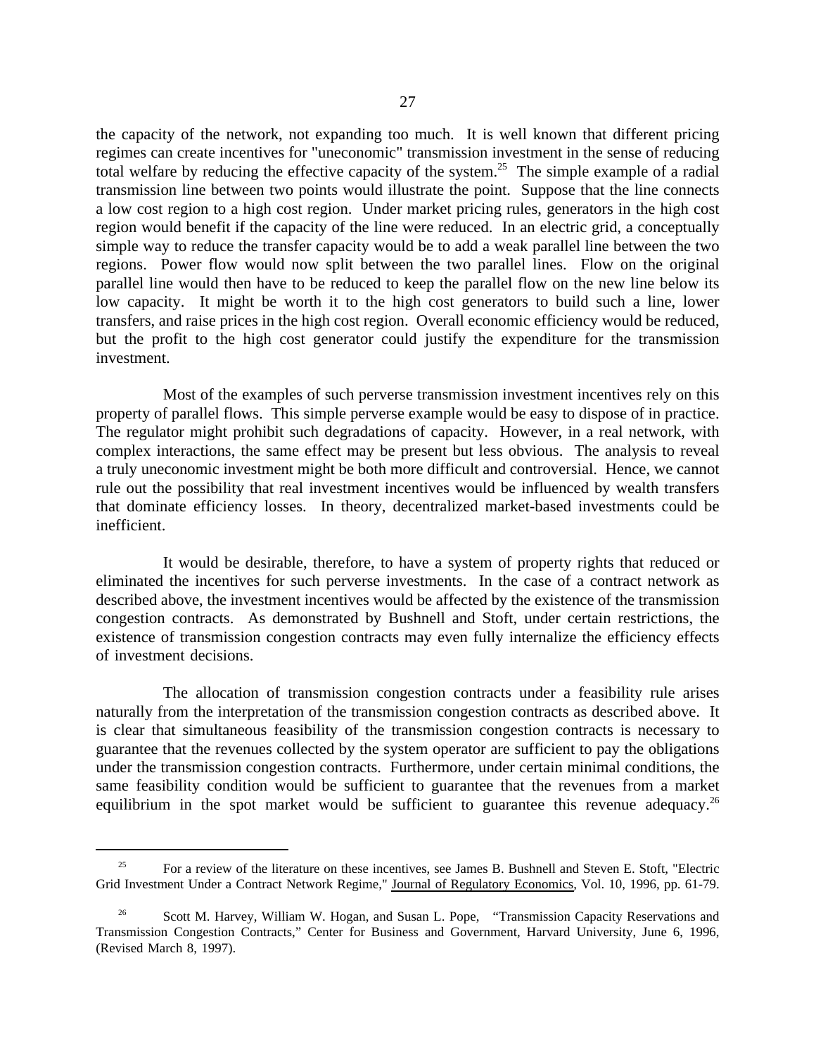the capacity of the network, not expanding too much. It is well known that different pricing regimes can create incentives for "uneconomic" transmission investment in the sense of reducing total welfare by reducing the effective capacity of the system.[25] The simple example of a radial transmission line between two points would illustrate the point. Suppose that the line connects a low cost region to a high cost region. Under market pricing rules, generators in the high cost region would benefit if the capacity of the line were reduced. In an electric grid, a conceptually simple way to reduce the transfer capacity would be to add a weak parallel line between the two regions. Power flow would now split between the two parallel lines. Flow on the original parallel line would then have to be reduced to keep the parallel flow on the new line below its low capacity. It might be worth it to the high cost generators to build such a line, lower transfers, and raise prices in the high cost region. Overall economic efficiency would be reduced, but the profit to the high cost generator could justify the expenditure for the transmission investment.

Most of the examples of such perverse transmission investment incentives rely on this property of parallel flows. This simple perverse example would be easy to dispose of in practice. The regulator might prohibit such degradations of capacity. However, in a real network, with complex interactions, the same effect may be present but less obvious. The analysis to reveal a truly uneconomic investment might be both more difficult and controversial. Hence, we cannot rule out the possibility that real investment incentives would be influenced by wealth transfers that dominate efficiency losses. In theory, decentralized market-based investments could be inefficient.

It would be desirable, therefore, to have a system of property rights that reduced or eliminated the incentives for such perverse investments. In the case of a contract network as described above, the investment incentives would be affected by the existence of the transmission congestion contracts. As demonstrated by Bushnell and Stoft, under certain restrictions, the existence of transmission congestion contracts may even fully internalize the efficiency effects of investment decisions.

The allocation of transmission congestion contracts under a feasibility rule arises naturally from the interpretation of the transmission congestion contracts as described above. It is clear that simultaneous feasibility of the transmission congestion contracts is necessary to guarantee that the revenues collected by the system operator are sufficient to pay the obligations under the transmission congestion contracts. Furthermore, under certain minimal conditions, the same feasibility condition would be sufficient to guarantee that the revenues from a market equilibrium in the spot market would be sufficient to guarantee this revenue adequacy.[26]

---

[25] For a review of the literature on these incentives, see James B. Bushnell and Steven E. Stoft, "Electric Grid Investment Under a Contract Network Regime," Journal of Regulatory Economics, Vol. 10, 1996, pp. 61-79.

[26] Scott M. Harvey, William W. Hogan, and Susan L. Pope, "Transmission Capacity Reservations and Transmission Congestion Contracts," Center for Business and Government, Harvard University, June 6, 1996, (Revised March 8, 1997).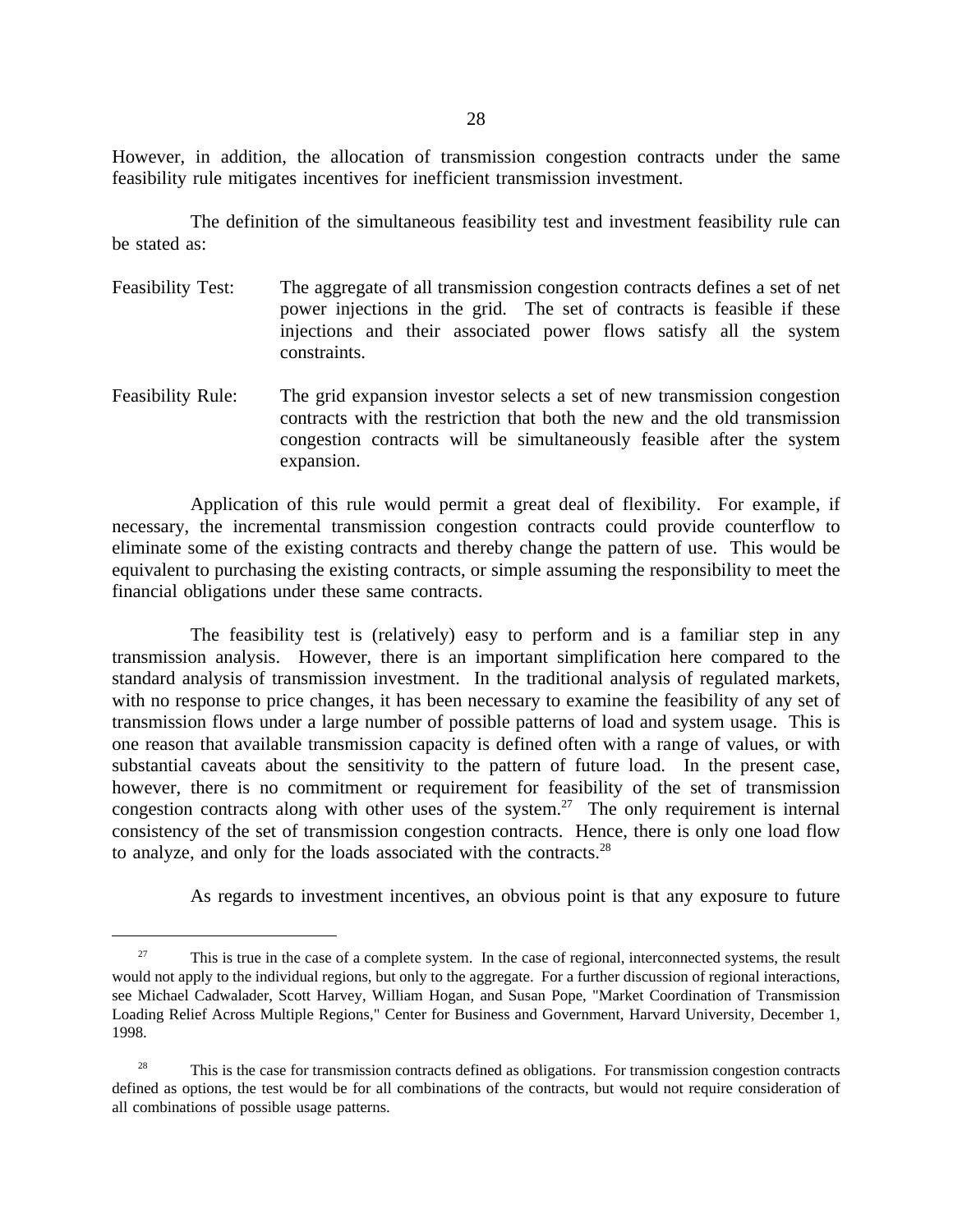However, in addition, the allocation of transmission congestion contracts under the same feasibility rule mitigates incentives for inefficient transmission investment.

The definition of the simultaneous feasibility test and investment feasibility rule can be stated as:

Feasibility Test: The aggregate of all transmission congestion contracts defines a set of net power injections in the grid. The set of contracts is feasible if these injections and their associated power flows satisfy all the system constraints.

Feasibility Rule: The grid expansion investor selects a set of new transmission congestion contracts with the restriction that both the new and the old transmission congestion contracts will be simultaneously feasible after the system expansion.

Application of this rule would permit a great deal of flexibility. For example, if necessary, the incremental transmission congestion contracts could provide counterflow to eliminate some of the existing contracts and thereby change the pattern of use. This would be equivalent to purchasing the existing contracts, or simple assuming the responsibility to meet the financial obligations under these same contracts.

The feasibility test is (relatively) easy to perform and is a familiar step in any transmission analysis. However, there is an important simplification here compared to the standard analysis of transmission investment. In the traditional analysis of regulated markets, with no response to price changes, it has been necessary to examine the feasibility of any set of transmission flows under a large number of possible patterns of load and system usage. This is one reason that available transmission capacity is defined often with a range of values, or with substantial caveats about the sensitivity to the pattern of future load. In the present case, however, there is no commitment or requirement for feasibility of the set of transmission congestion contracts along with other uses of the system.[27] The only requirement is internal consistency of the set of transmission congestion contracts. Hence, there is only one load flow to analyze, and only for the loads associated with the contracts.[28]

As regards to investment incentives, an obvious point is that any exposure to future

---

[27] This is true in the case of a complete system. In the case of regional, interconnected systems, the result would not apply to the individual regions, but only to the aggregate. For a further discussion of regional interactions, see Michael Cadwalader, Scott Harvey, William Hogan, and Susan Pope, "Market Coordination of Transmission Loading Relief Across Multiple Regions," Center for Business and Government, Harvard University, December 1, 1998.

[28] This is the case for transmission contracts defined as obligations. For transmission congestion contracts defined as options, the test would be for all combinations of the contracts, but would not require consideration of all combinations of possible usage patterns.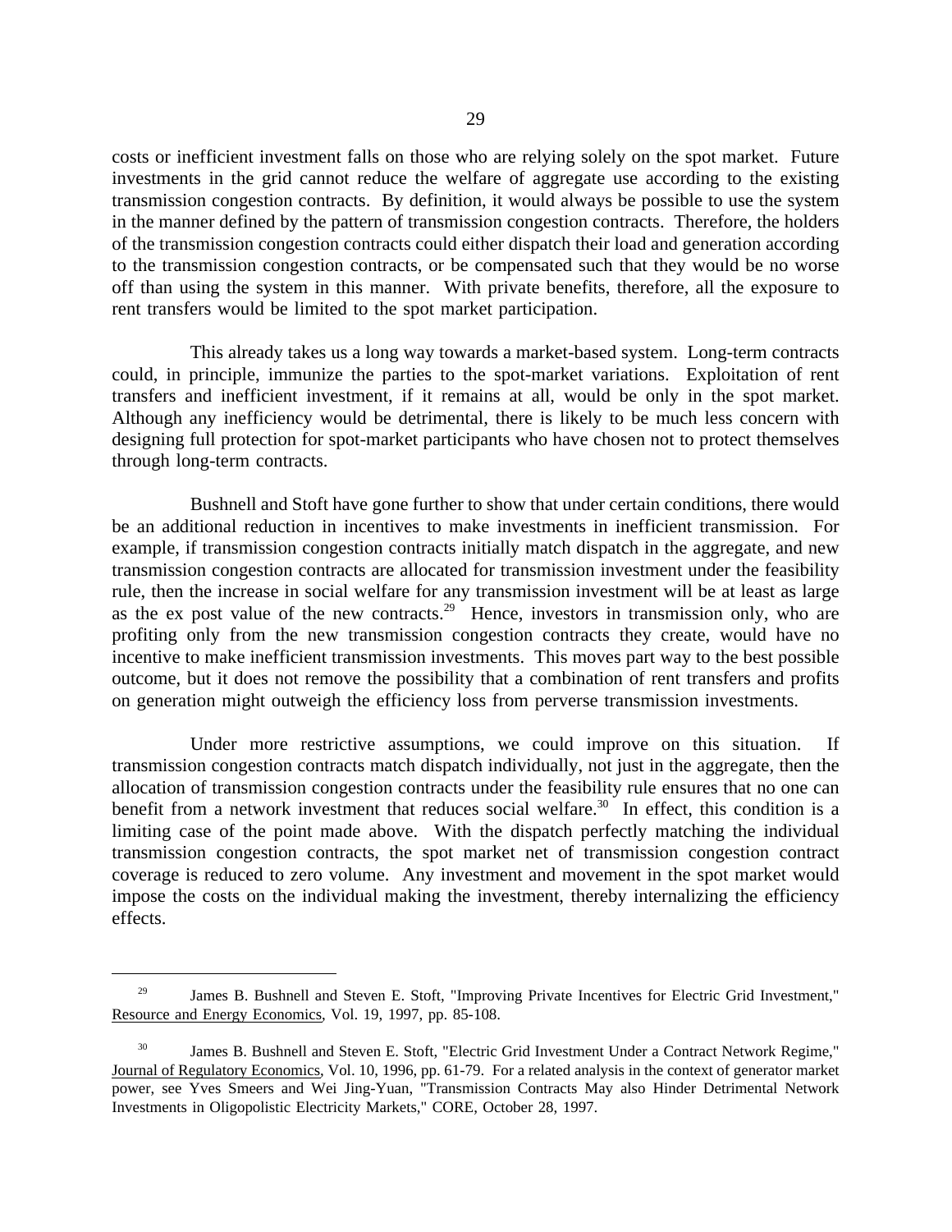costs or inefficient investment falls on those who are relying solely on the spot market. Future investments in the grid cannot reduce the welfare of aggregate use according to the existing transmission congestion contracts. By definition, it would always be possible to use the system in the manner defined by the pattern of transmission congestion contracts. Therefore, the holders of the transmission congestion contracts could either dispatch their load and generation according to the transmission congestion contracts, or be compensated such that they would be no worse off than using the system in this manner. With private benefits, therefore, all the exposure to rent transfers would be limited to the spot market participation.

This already takes us a long way towards a market-based system. Long-term contracts could, in principle, immunize the parties to the spot-market variations. Exploitation of rent transfers and inefficient investment, if it remains at all, would be only in the spot market. Although any inefficiency would be detrimental, there is likely to be much less concern with designing full protection for spot-market participants who have chosen not to protect themselves through long-term contracts.

Bushnell and Stoft have gone further to show that under certain conditions, there would be an additional reduction in incentives to make investments in inefficient transmission. For example, if transmission congestion contracts initially match dispatch in the aggregate, and new transmission congestion contracts are allocated for transmission investment under the feasibility rule, then the increase in social welfare for any transmission investment will be at least as large as the ex post value of the new contracts.[29] Hence, investors in transmission only, who are profiting only from the new transmission congestion contracts they create, would have no incentive to make inefficient transmission investments. This moves part way to the best possible outcome, but it does not remove the possibility that a combination of rent transfers and profits on generation might outweigh the efficiency loss from perverse transmission investments.

Under more restrictive assumptions, we could improve on this situation. If transmission congestion contracts match dispatch individually, not just in the aggregate, then the allocation of transmission congestion contracts under the feasibility rule ensures that no one can benefit from a network investment that reduces social welfare.[30] In effect, this condition is a limiting case of the point made above. With the dispatch perfectly matching the individual transmission congestion contracts, the spot market net of transmission congestion contract coverage is reduced to zero volume. Any investment and movement in the spot market would impose the costs on the individual making the investment, thereby internalizing the efficiency effects.

---

[29] James B. Bushnell and Steven E. Stoft, "Improving Private Incentives for Electric Grid Investment," Resource and Energy Economics, Vol. 19, 1997, pp. 85-108.

[30] James B. Bushnell and Steven E. Stoft, "Electric Grid Investment Under a Contract Network Regime," Journal of Regulatory Economics, Vol. 10, 1996, pp. 61-79. For a related analysis in the context of generator market power, see Yves Smeers and Wei Jing-Yuan, "Transmission Contracts May also Hinder Detrimental Network Investments in Oligopolistic Electricity Markets," CORE, October 28, 1997.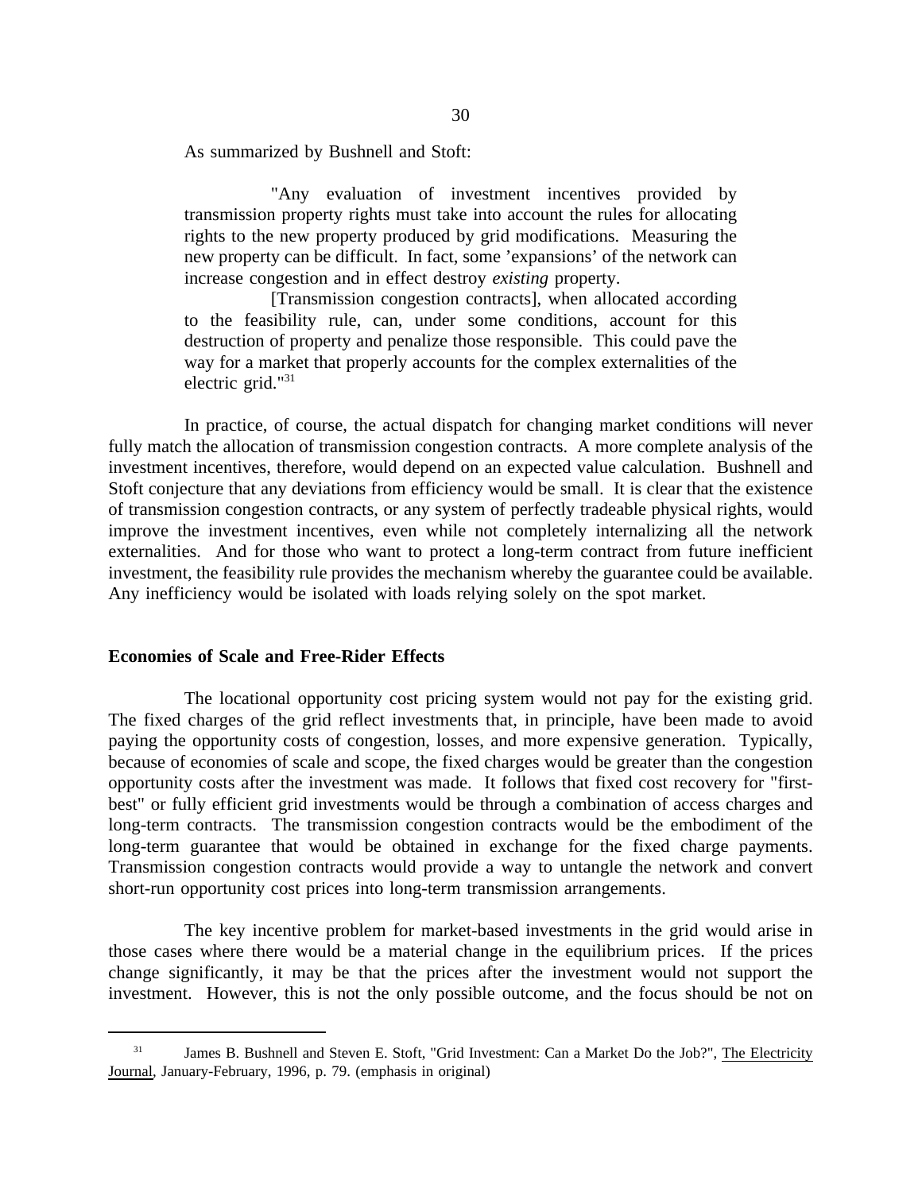As summarized by Bushnell and Stoft:

> "Any evaluation of investment incentives provided by transmission property rights must take into account the rules for allocating rights to the new property produced by grid modifications. Measuring the new property can be difficult. In fact, some 'expansions' of the network can increase congestion and in effect destroy *existing* property.
>
> [Transmission congestion contracts], when allocated according to the feasibility rule, can, under some conditions, account for this destruction of property and penalize those responsible. This could pave the way for a market that properly accounts for the complex externalities of the electric grid."[31]

In practice, of course, the actual dispatch for changing market conditions will never fully match the allocation of transmission congestion contracts. A more complete analysis of the investment incentives, therefore, would depend on an expected value calculation. Bushnell and Stoft conjecture that any deviations from efficiency would be small. It is clear that the existence of transmission congestion contracts, or any system of perfectly tradeable physical rights, would improve the investment incentives, even while not completely internalizing all the network externalities. And for those who want to protect a long-term contract from future inefficient investment, the feasibility rule provides the mechanism whereby the guarantee could be available. Any inefficiency would be isolated with loads relying solely on the spot market.

**Economies of Scale and Free-Rider Effects**

The locational opportunity cost pricing system would not pay for the existing grid. The fixed charges of the grid reflect investments that, in principle, have been made to avoid paying the opportunity costs of congestion, losses, and more expensive generation. Typically, because of economies of scale and scope, the fixed charges would be greater than the congestion opportunity costs after the investment was made. It follows that fixed cost recovery for "first-best" or fully efficient grid investments would be through a combination of access charges and long-term contracts. The transmission congestion contracts would be the embodiment of the long-term guarantee that would be obtained in exchange for the fixed charge payments. Transmission congestion contracts would provide a way to untangle the network and convert short-run opportunity cost prices into long-term transmission arrangements.

The key incentive problem for market-based investments in the grid would arise in those cases where there would be a material change in the equilibrium prices. If the prices change significantly, it may be that the prices after the investment would not support the investment. However, this is not the only possible outcome, and the focus should be not on

---

[31] James B. Bushnell and Steven E. Stoft, "Grid Investment: Can a Market Do the Job?", The Electricity Journal, January-February, 1996, p. 79. (emphasis in original)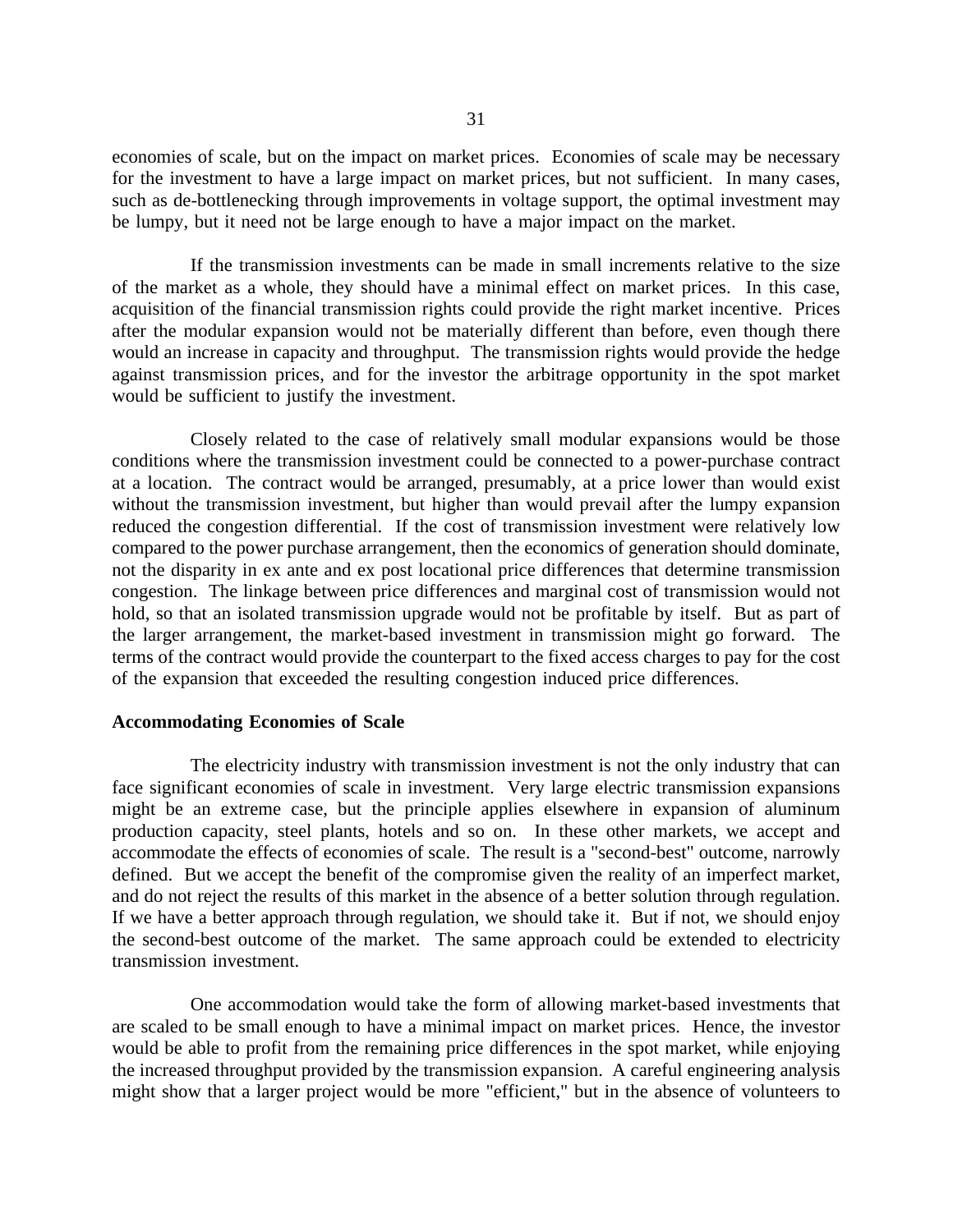economies of scale, but on the impact on market prices. Economies of scale may be necessary for the investment to have a large impact on market prices, but not sufficient. In many cases, such as de-bottlenecking through improvements in voltage support, the optimal investment may be lumpy, but it need not be large enough to have a major impact on the market.

If the transmission investments can be made in small increments relative to the size of the market as a whole, they should have a minimal effect on market prices. In this case, acquisition of the financial transmission rights could provide the right market incentive. Prices after the modular expansion would not be materially different than before, even though there would an increase in capacity and throughput. The transmission rights would provide the hedge against transmission prices, and for the investor the arbitrage opportunity in the spot market would be sufficient to justify the investment.

Closely related to the case of relatively small modular expansions would be those conditions where the transmission investment could be connected to a power-purchase contract at a location. The contract would be arranged, presumably, at a price lower than would exist without the transmission investment, but higher than would prevail after the lumpy expansion reduced the congestion differential. If the cost of transmission investment were relatively low compared to the power purchase arrangement, then the economics of generation should dominate, not the disparity in ex ante and ex post locational price differences that determine transmission congestion. The linkage between price differences and marginal cost of transmission would not hold, so that an isolated transmission upgrade would not be profitable by itself. But as part of the larger arrangement, the market-based investment in transmission might go forward. The terms of the contract would provide the counterpart to the fixed access charges to pay for the cost of the expansion that exceeded the resulting congestion induced price differences.

**Accommodating Economies of Scale**

The electricity industry with transmission investment is not the only industry that can face significant economies of scale in investment. Very large electric transmission expansions might be an extreme case, but the principle applies elsewhere in expansion of aluminum production capacity, steel plants, hotels and so on. In these other markets, we accept and accommodate the effects of economies of scale. The result is a "second-best" outcome, narrowly defined. But we accept the benefit of the compromise given the reality of an imperfect market, and do not reject the results of this market in the absence of a better solution through regulation. If we have a better approach through regulation, we should take it. But if not, we should enjoy the second-best outcome of the market. The same approach could be extended to electricity transmission investment.

One accommodation would take the form of allowing market-based investments that are scaled to be small enough to have a minimal impact on market prices. Hence, the investor would be able to profit from the remaining price differences in the spot market, while enjoying the increased throughput provided by the transmission expansion. A careful engineering analysis might show that a larger project would be more "efficient," but in the absence of volunteers to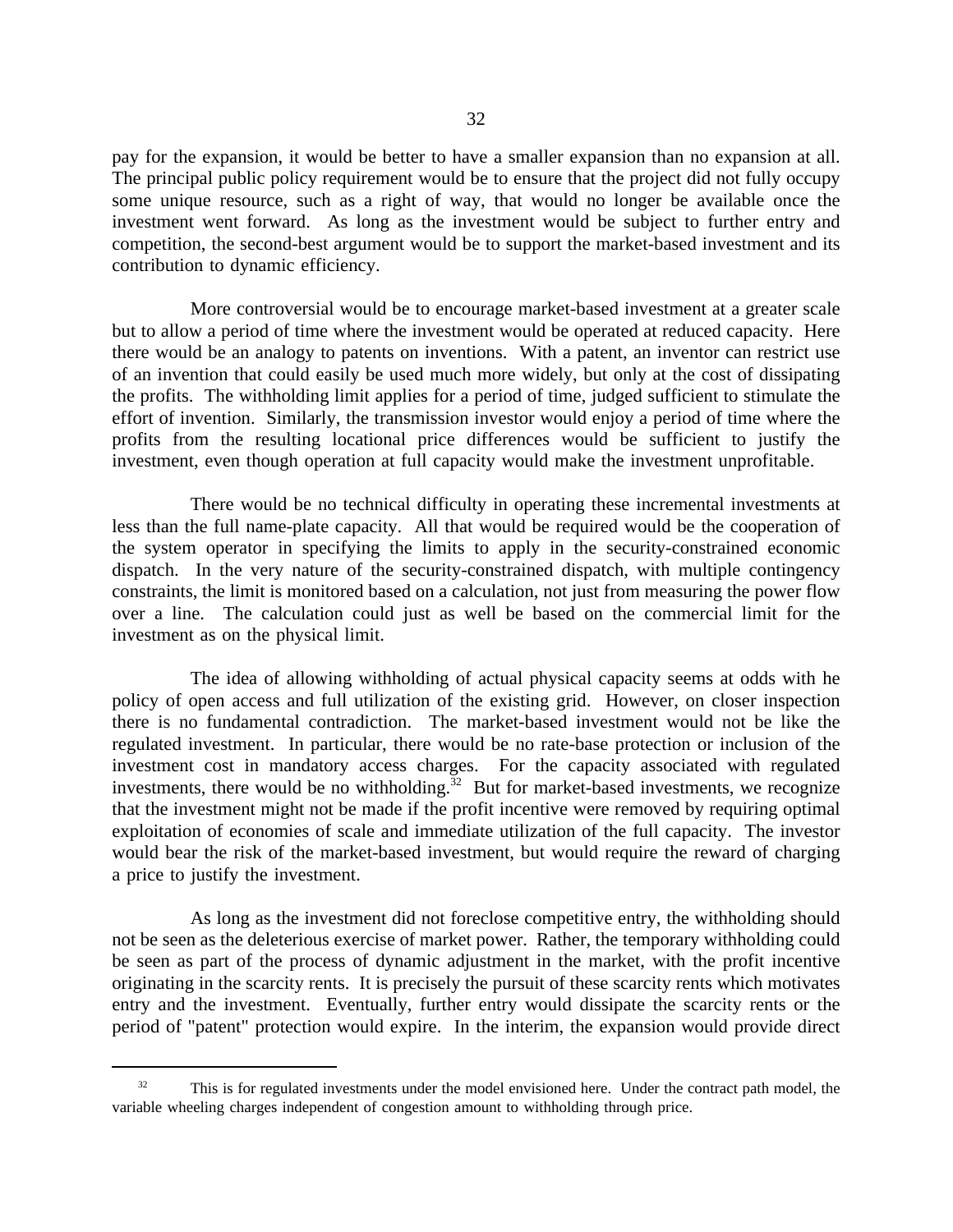pay for the expansion, it would be better to have a smaller expansion than no expansion at all. The principal public policy requirement would be to ensure that the project did not fully occupy some unique resource, such as a right of way, that would no longer be available once the investment went forward. As long as the investment would be subject to further entry and competition, the second-best argument would be to support the market-based investment and its contribution to dynamic efficiency.

More controversial would be to encourage market-based investment at a greater scale but to allow a period of time where the investment would be operated at reduced capacity. Here there would be an analogy to patents on inventions. With a patent, an inventor can restrict use of an invention that could easily be used much more widely, but only at the cost of dissipating the profits. The withholding limit applies for a period of time, judged sufficient to stimulate the effort of invention. Similarly, the transmission investor would enjoy a period of time where the profits from the resulting locational price differences would be sufficient to justify the investment, even though operation at full capacity would make the investment unprofitable.

There would be no technical difficulty in operating these incremental investments at less than the full name-plate capacity. All that would be required would be the cooperation of the system operator in specifying the limits to apply in the security-constrained economic dispatch. In the very nature of the security-constrained dispatch, with multiple contingency constraints, the limit is monitored based on a calculation, not just from measuring the power flow over a line. The calculation could just as well be based on the commercial limit for the investment as on the physical limit.

The idea of allowing withholding of actual physical capacity seems at odds with he policy of open access and full utilization of the existing grid. However, on closer inspection there is no fundamental contradiction. The market-based investment would not be like the regulated investment. In particular, there would be no rate-base protection or inclusion of the investment cost in mandatory access charges. For the capacity associated with regulated investments, there would be no withholding.[32] But for market-based investments, we recognize that the investment might not be made if the profit incentive were removed by requiring optimal exploitation of economies of scale and immediate utilization of the full capacity. The investor would bear the risk of the market-based investment, but would require the reward of charging a price to justify the investment.

As long as the investment did not foreclose competitive entry, the withholding should not be seen as the deleterious exercise of market power. Rather, the temporary withholding could be seen as part of the process of dynamic adjustment in the market, with the profit incentive originating in the scarcity rents. It is precisely the pursuit of these scarcity rents which motivates entry and the investment. Eventually, further entry would dissipate the scarcity rents or the period of "patent" protection would expire. In the interim, the expansion would provide direct

---

[32] This is for regulated investments under the model envisioned here. Under the contract path model, the variable wheeling charges independent of congestion amount to withholding through price.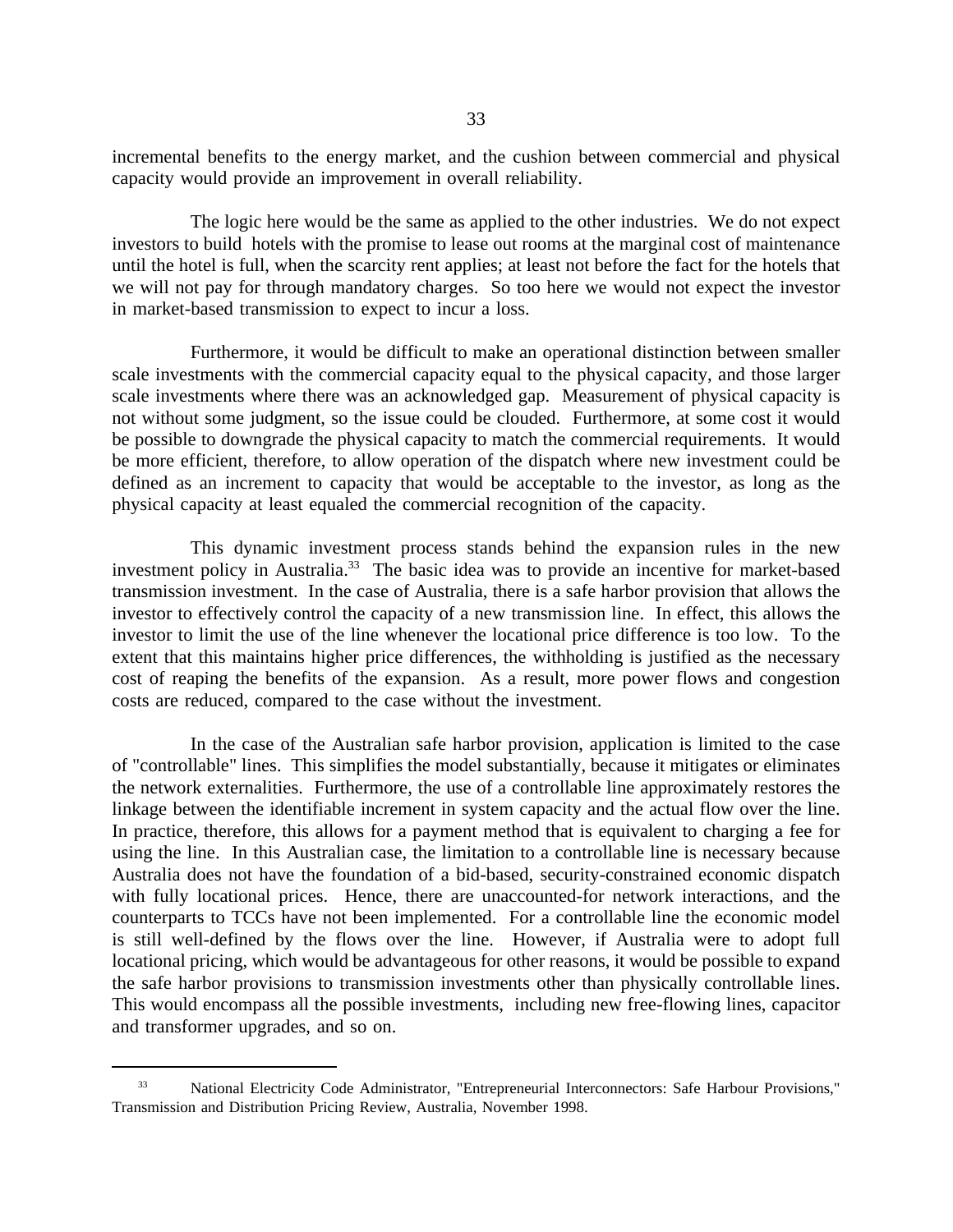incremental benefits to the energy market, and the cushion between commercial and physical capacity would provide an improvement in overall reliability.

The logic here would be the same as applied to the other industries. We do not expect investors to build hotels with the promise to lease out rooms at the marginal cost of maintenance until the hotel is full, when the scarcity rent applies; at least not before the fact for the hotels that we will not pay for through mandatory charges. So too here we would not expect the investor in market-based transmission to expect to incur a loss.

Furthermore, it would be difficult to make an operational distinction between smaller scale investments with the commercial capacity equal to the physical capacity, and those larger scale investments where there was an acknowledged gap. Measurement of physical capacity is not without some judgment, so the issue could be clouded. Furthermore, at some cost it would be possible to downgrade the physical capacity to match the commercial requirements. It would be more efficient, therefore, to allow operation of the dispatch where new investment could be defined as an increment to capacity that would be acceptable to the investor, as long as the physical capacity at least equaled the commercial recognition of the capacity.

This dynamic investment process stands behind the expansion rules in the new investment policy in Australia.[33] The basic idea was to provide an incentive for market-based transmission investment. In the case of Australia, there is a safe harbor provision that allows the investor to effectively control the capacity of a new transmission line. In effect, this allows the investor to limit the use of the line whenever the locational price difference is too low. To the extent that this maintains higher price differences, the withholding is justified as the necessary cost of reaping the benefits of the expansion. As a result, more power flows and congestion costs are reduced, compared to the case without the investment.

In the case of the Australian safe harbor provision, application is limited to the case of "controllable" lines. This simplifies the model substantially, because it mitigates or eliminates the network externalities. Furthermore, the use of a controllable line approximately restores the linkage between the identifiable increment in system capacity and the actual flow over the line. In practice, therefore, this allows for a payment method that is equivalent to charging a fee for using the line. In this Australian case, the limitation to a controllable line is necessary because Australia does not have the foundation of a bid-based, security-constrained economic dispatch with fully locational prices. Hence, there are unaccounted-for network interactions, and the counterparts to TCCs have not been implemented. For a controllable line the economic model is still well-defined by the flows over the line. However, if Australia were to adopt full locational pricing, which would be advantageous for other reasons, it would be possible to expand the safe harbor provisions to transmission investments other than physically controllable lines. This would encompass all the possible investments, including new free-flowing lines, capacitor and transformer upgrades, and so on.

---

[33] National Electricity Code Administrator, "Entrepreneurial Interconnectors: Safe Harbour Provisions," Transmission and Distribution Pricing Review, Australia, November 1998.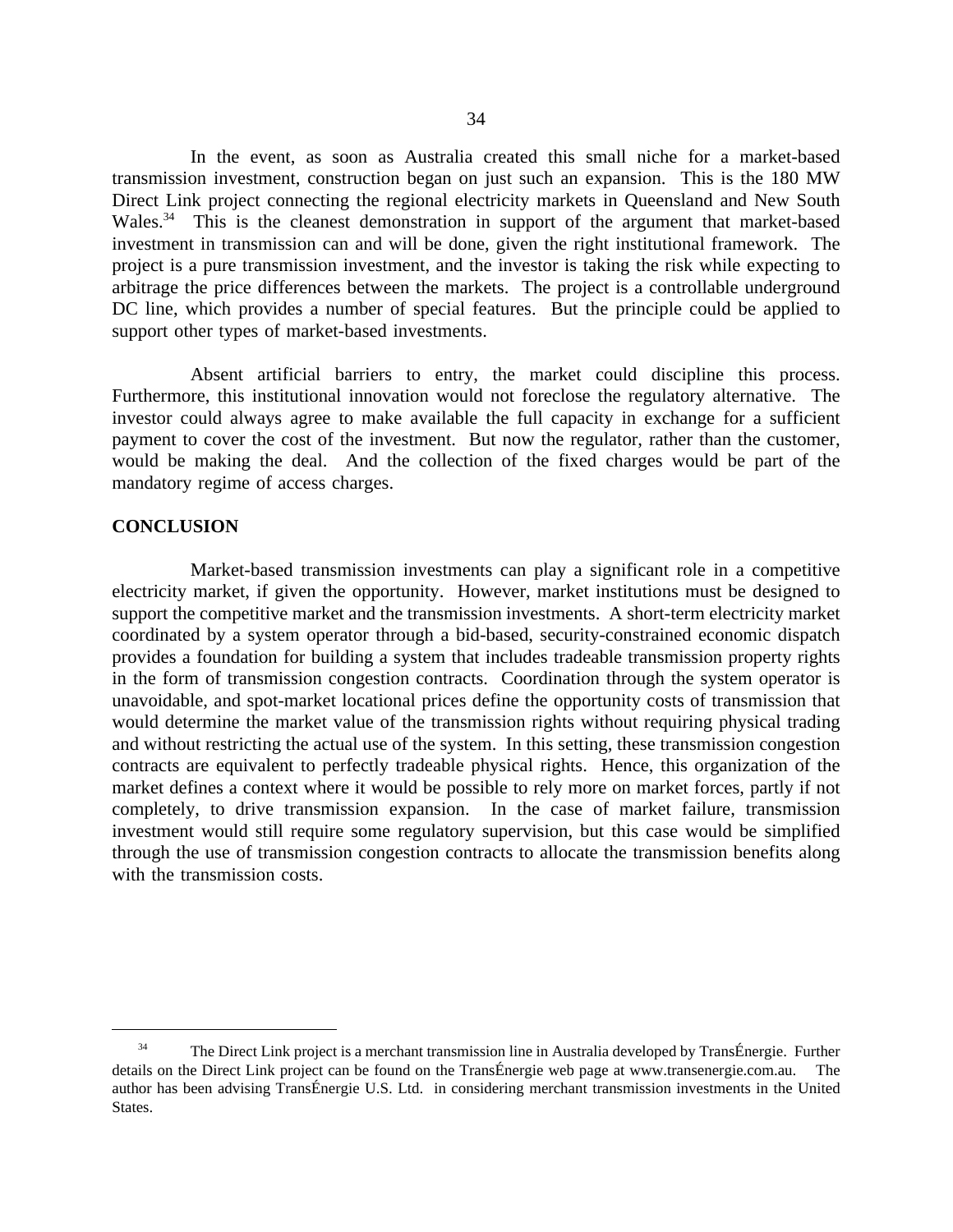In the event, as soon as Australia created this small niche for a market-based transmission investment, construction began on just such an expansion. This is the 180 MW Direct Link project connecting the regional electricity markets in Queensland and New South Wales.[34] This is the cleanest demonstration in support of the argument that market-based investment in transmission can and will be done, given the right institutional framework. The project is a pure transmission investment, and the investor is taking the risk while expecting to arbitrage the price differences between the markets. The project is a controllable underground DC line, which provides a number of special features. But the principle could be applied to support other types of market-based investments.

Absent artificial barriers to entry, the market could discipline this process. Furthermore, this institutional innovation would not foreclose the regulatory alternative. The investor could always agree to make available the full capacity in exchange for a sufficient payment to cover the cost of the investment. But now the regulator, rather than the customer, would be making the deal. And the collection of the fixed charges would be part of the mandatory regime of access charges.

## CONCLUSION

Market-based transmission investments can play a significant role in a competitive electricity market, if given the opportunity. However, market institutions must be designed to support the competitive market and the transmission investments. A short-term electricity market coordinated by a system operator through a bid-based, security-constrained economic dispatch provides a foundation for building a system that includes tradeable transmission property rights in the form of transmission congestion contracts. Coordination through the system operator is unavoidable, and spot-market locational prices define the opportunity costs of transmission that would determine the market value of the transmission rights without requiring physical trading and without restricting the actual use of the system. In this setting, these transmission congestion contracts are equivalent to perfectly tradeable physical rights. Hence, this organization of the market defines a context where it would be possible to rely more on market forces, partly if not completely, to drive transmission expansion. In the case of market failure, transmission investment would still require some regulatory supervision, but this case would be simplified through the use of transmission congestion contracts to allocate the transmission benefits along with the transmission costs.

---

[34] The Direct Link project is a merchant transmission line in Australia developed by TransÉnergie. Further details on the Direct Link project can be found on the TransÉnergie web page at www.transenergie.com.au. The author has been advising TransÉnergie U.S. Ltd. in considering merchant transmission investments in the United States.